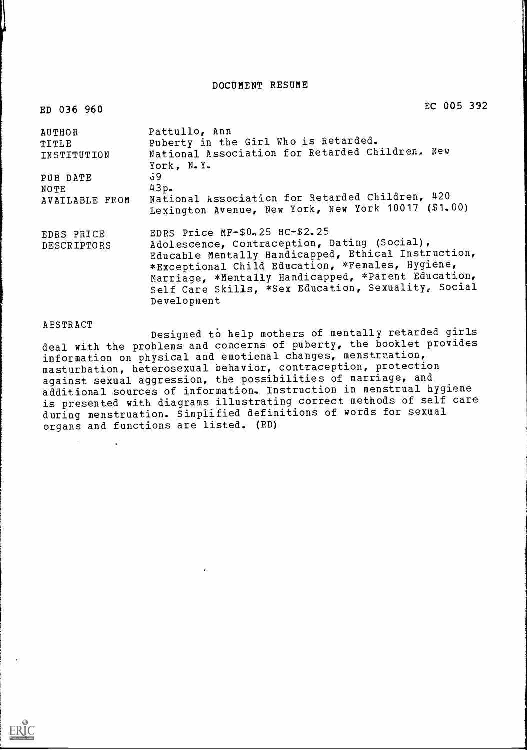# DOCUMENT RESUME

| | |
|---|---|
| ED 036 960 | EC 005 392 |
| AUTHOR | Pattullo, Ann |
| TITLE | Puberty in the Girl Who is Retarded. |
| INSTITUTION | National Association for Retarded Children, New York, N.Y. |
| PUB DATE | 69 |
| NOTE | 43p. |
| AVAILABLE FROM | National Association for Retarded Children, 420 Lexington Avenue, New York, New York 10017 ($1.00) |
| EDRS PRICE | EDRS Price MF-$0.25 HC-$2.25 |
| DESCRIPTORS | Adolescence, Contraception, Dating (Social), Educable Mentally Handicapped, Ethical Instruction, *Exceptional Child Education, *Females, Hygiene, Marriage, *Mentally Handicapped, *Parent Education, Self Care Skills, *Sex Education, Sexuality, Social Development |

ABSTRACT

Designed to help mothers of mentally retarded girls deal with the problems and concerns of puberty, the booklet provides information on physical and emotional changes, menstruation, masturbation, heterosexual behavior, contraception, protection against sexual aggression, the possibilities of marriage, and additional sources of information. Instruction in menstrual hygiene is presented with diagrams illustrating correct methods of self care during menstruation. Simplified definitions of words for sexual organs and functions are listed. (RD)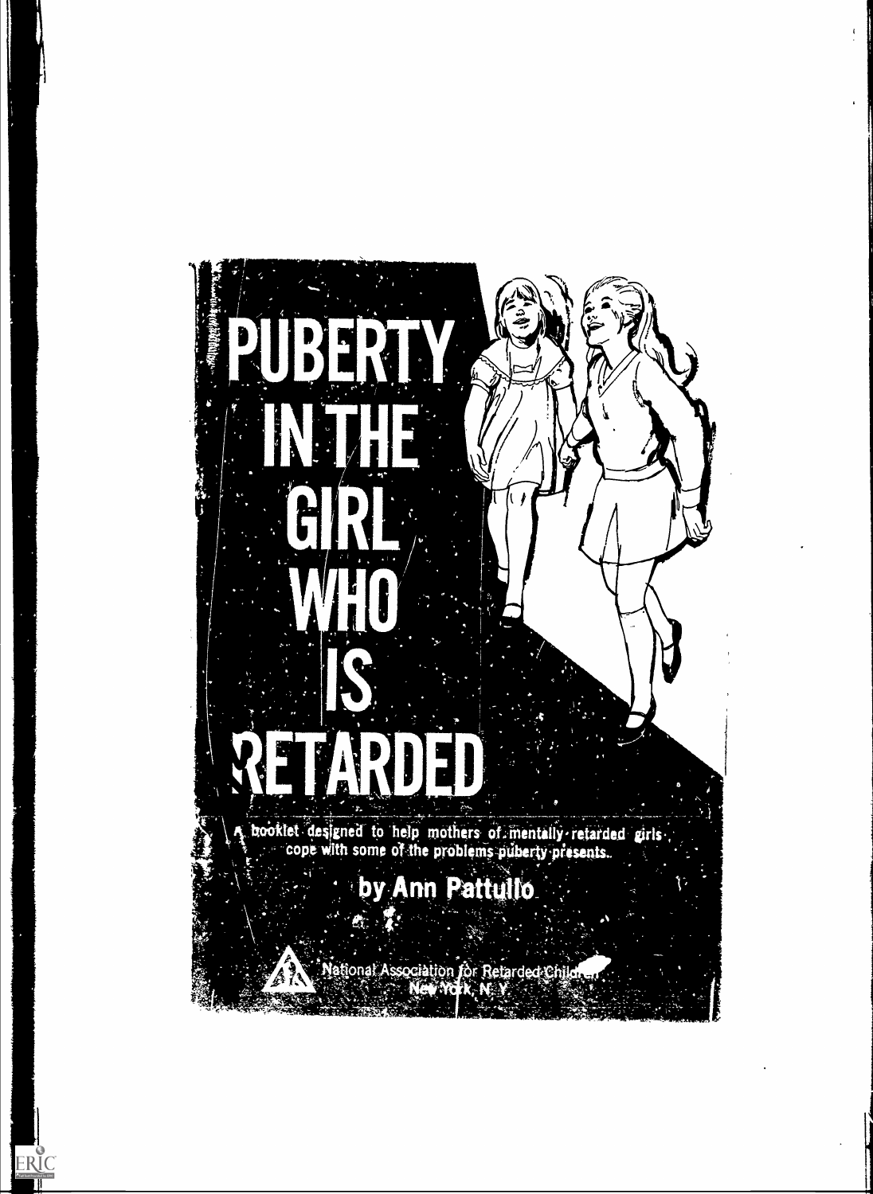# PUBERTY IN THE GIRL WHO IS RETARDED

A booklet designed to help mothers of mentally retarded girls cope with some of the problems puberty presents.

**by Ann Pattullo**

National Association for Retarded Children
New York, N. Y.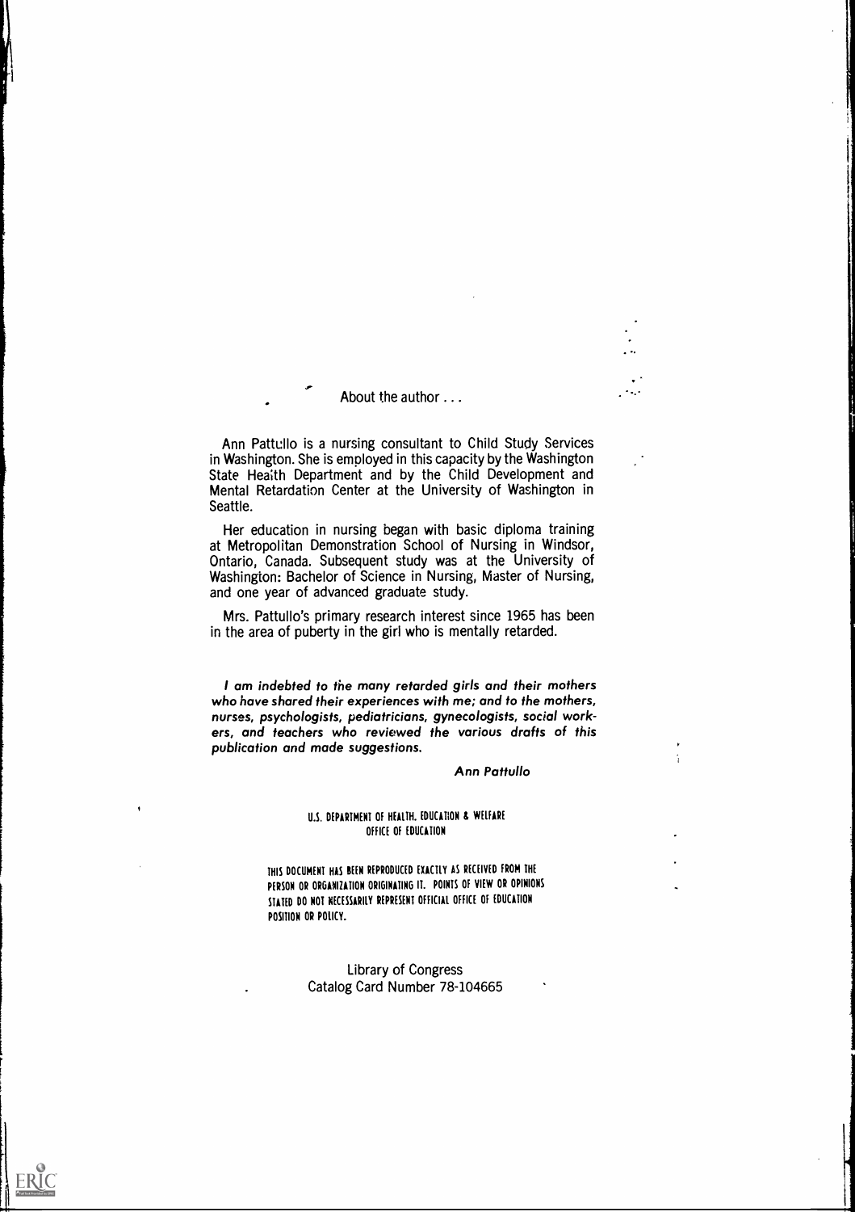About the author . . .

Ann Pattullo is a nursing consultant to Child Study Services in Washington. She is employed in this capacity by the Washington State Health Department and by the Child Development and Mental Retardation Center at the University of Washington in Seattle.

Her education in nursing began with basic diploma training at Metropolitan Demonstration School of Nursing in Windsor, Ontario, Canada. Subsequent study was at the University of Washington: Bachelor of Science in Nursing, Master of Nursing, and one year of advanced graduate study.

Mrs. Pattullo's primary research interest since 1965 has been in the area of puberty in the girl who is mentally retarded.

*I am indebted to the many retarded girls and their mothers who have shared their experiences with me; and to the mothers, nurses, psychologists, pediatricians, gynecologists, social workers, and teachers who reviewed the various drafts of this publication and made suggestions.*

*Ann Pattullo*

U.S. DEPARTMENT OF HEALTH, EDUCATION & WELFARE
OFFICE OF EDUCATION

THIS DOCUMENT HAS BEEN REPRODUCED EXACTLY AS RECEIVED FROM THE PERSON OR ORGANIZATION ORIGINATING IT. POINTS OF VIEW OR OPINIONS STATED DO NOT NECESSARILY REPRESENT OFFICIAL OFFICE OF EDUCATION POSITION OR POLICY.

Library of Congress
Catalog Card Number 78-104665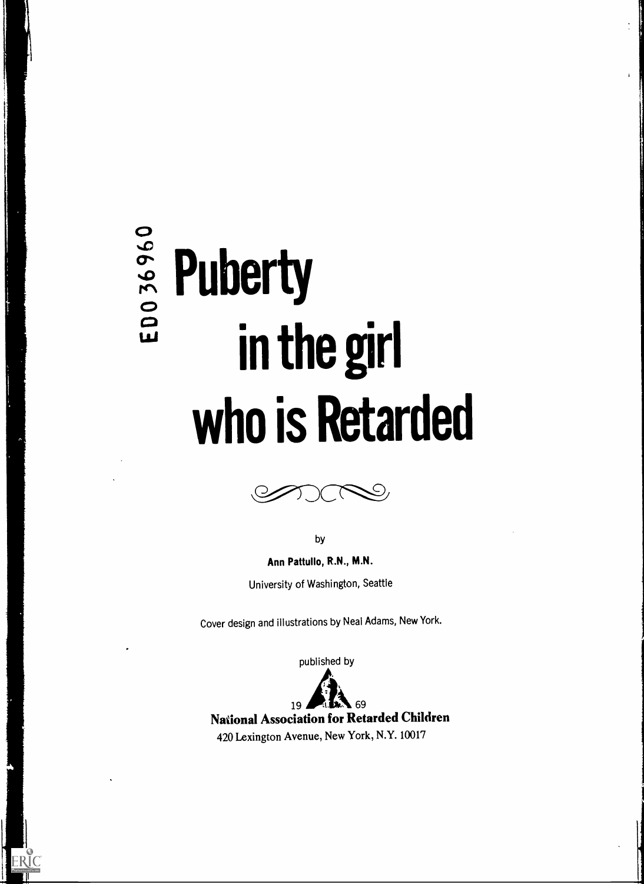ED036960

# Puberty in the girl who is Retarded

by

**Ann Pattullo, R.N., M.N.**

University of Washington, Seattle

Cover design and illustrations by Neal Adams, New York.

published by

1969

**National Association for Retarded Children**

420 Lexington Avenue, New York, N.Y. 10017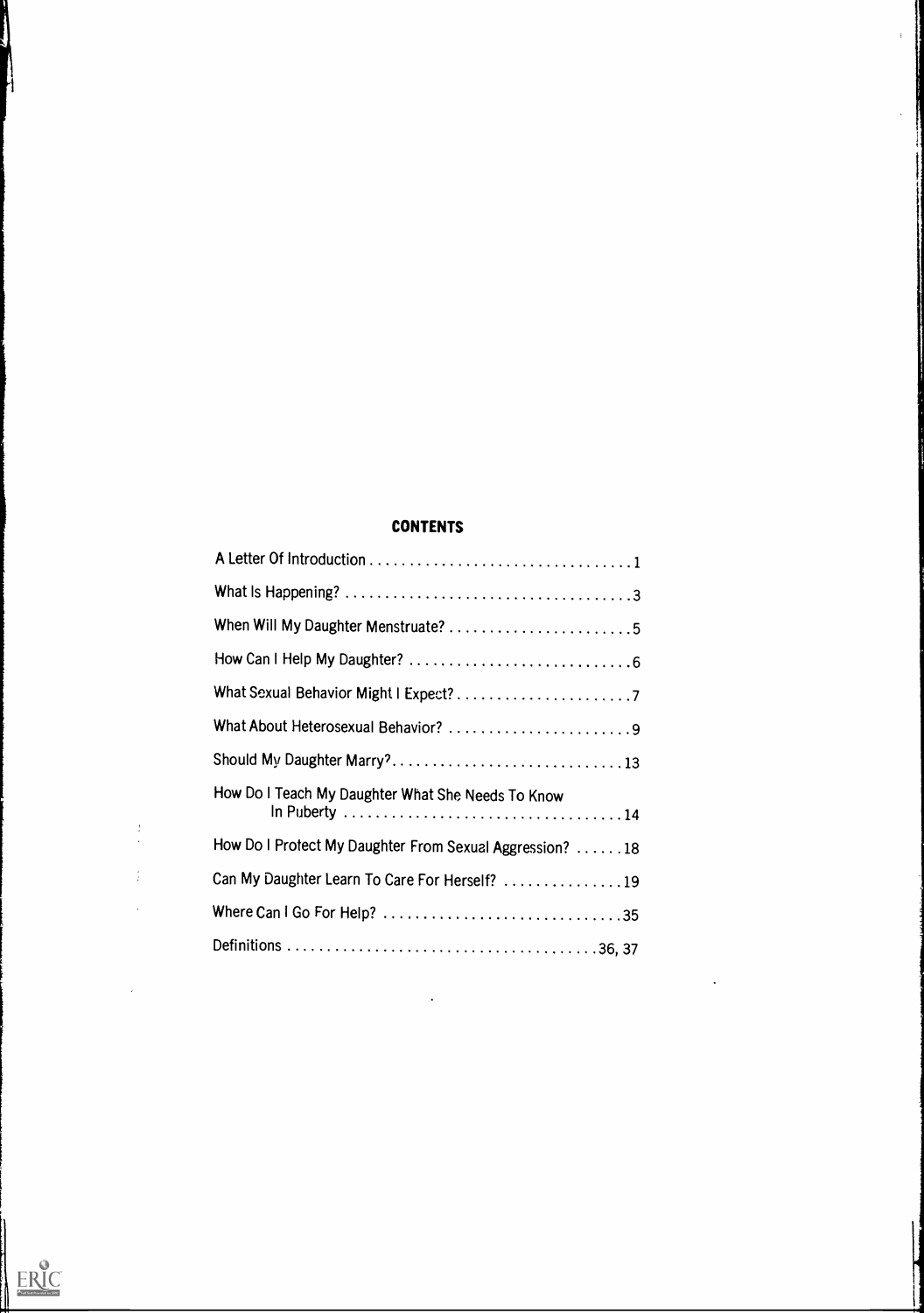## CONTENTS

A Letter Of Introduction .................................. 1

What Is Happening? .................................... 3

When Will My Daughter Menstruate? ........................ 5

How Can I Help My Daughter? ............................ 6

What Sexual Behavior Might I Expect? ...................... 7

What About Heterosexual Behavior? ....................... 9

Should My Daughter Marry? ............................ 13

How Do I Teach My Daughter What She Needs To Know In Puberty .................................. 14

How Do I Protect My Daughter From Sexual Aggression? ...... 18

Can My Daughter Learn To Care For Herself? ............... 19

Where Can I Go For Help? .............................. 35

Definitions ....................................... 36, 37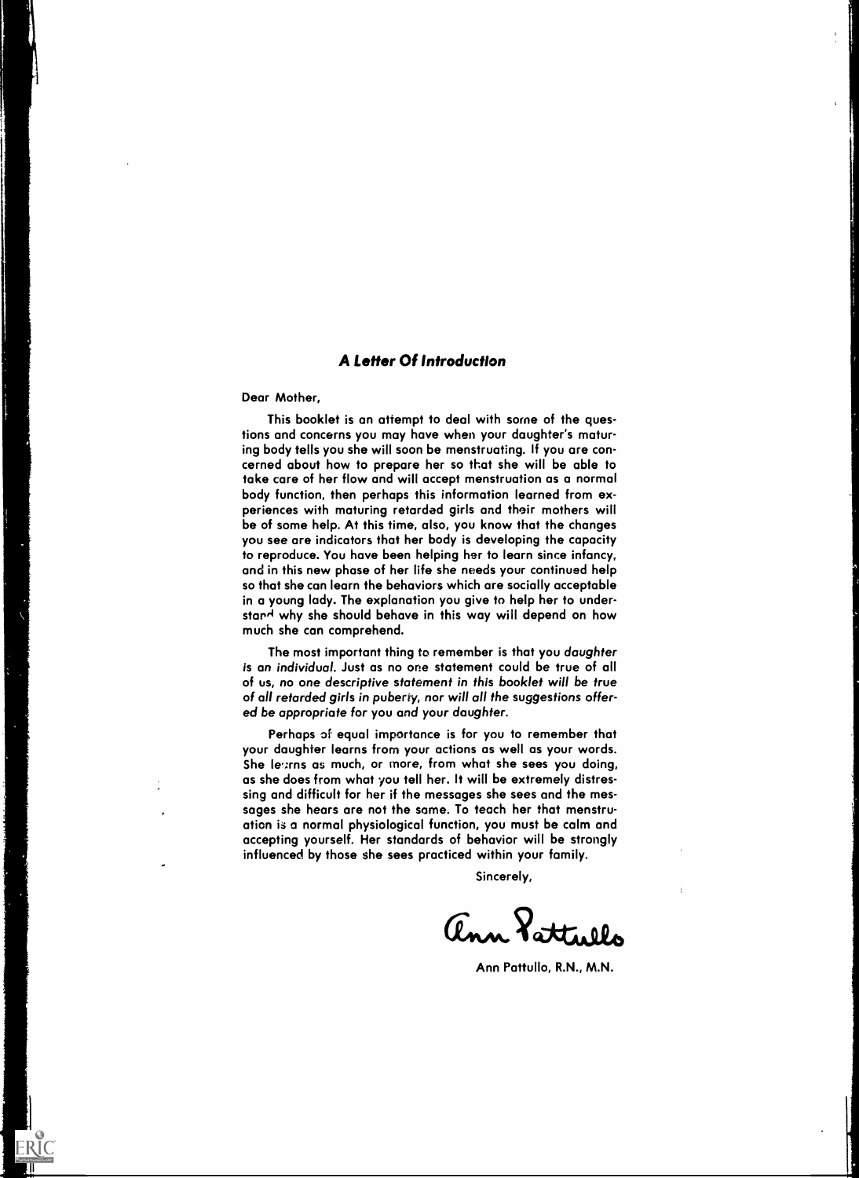## *A Letter Of Introduction*

Dear Mother,

This booklet is an attempt to deal with some of the questions and concerns you may have when your daughter's maturing body tells you she will soon be menstruating. If you are concerned about how to prepare her so that she will be able to take care of her flow and will accept menstruation as a normal body function, then perhaps this information learned from experiences with maturing retarded girls and their mothers will be of some help. At this time, also, you know that the changes you see are indicators that her body is developing the capacity to reproduce. You have been helping her to learn since infancy, and in this new phase of her life she needs your continued help so that she can learn the behaviors which are socially acceptable in a young lady. The explanation you give to help her to understand why she should behave in this way will depend on how much she can comprehend.

The most important thing to remember is that you *daughter is an individual. Just as no one statement could be true of all of us, no one descriptive statement in this booklet will be true of all retarded girls in puberty, nor will all the suggestions offered be appropriate for you and your daughter.*

Perhaps of equal importance is for you to remember that your daughter learns from your actions as well as your words. She learns as much, or more, from what she sees you doing, as she does from what you tell her. It will be extremely distressing and difficult for her if the messages she sees and the messages she hears are not the same. To teach her that menstruation is a normal physiological function, you must be calm and accepting yourself. Her standards of behavior will be strongly influenced by those she sees practiced within your family.

Sincerely,

Ann Pattullo

Ann Pattullo, R.N., M.N.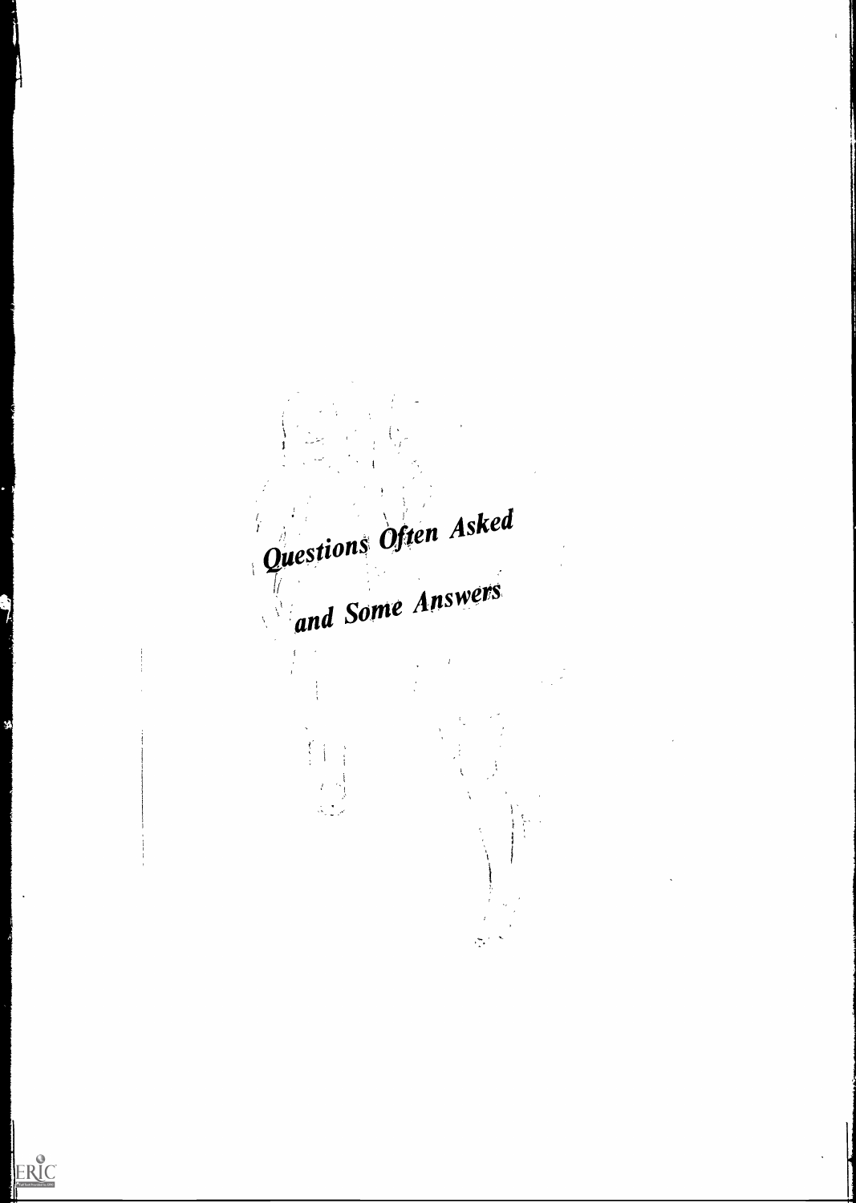# *Questions Often Asked and Some Answers*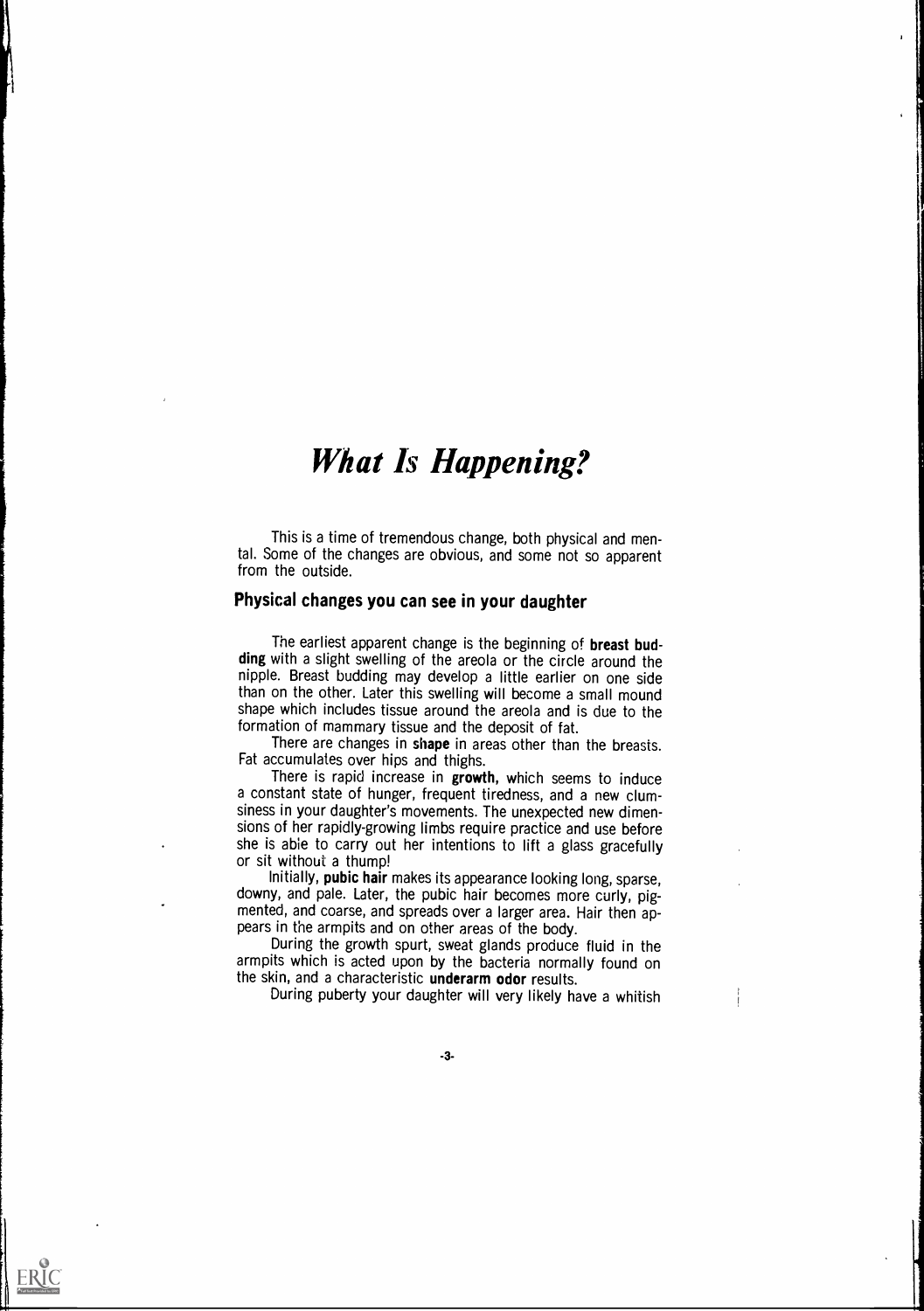# *What Is Happening?*

This is a time of tremendous change, both physical and mental. Some of the changes are obvious, and some not so apparent from the outside.

## Physical changes you can see in your daughter

The earliest apparent change is the beginning of **breast budding** with a slight swelling of the areola or the circle around the nipple. Breast budding may develop a little earlier on one side than on the other. Later this swelling will become a small mound shape which includes tissue around the areola and is due to the formation of mammary tissue and the deposit of fat.

There are changes in **shape** in areas other than the breasts. Fat accumulates over hips and thighs.

There is rapid increase in **growth**, which seems to induce a constant state of hunger, frequent tiredness, and a new clumsiness in your daughter's movements. The unexpected new dimensions of her rapidly-growing limbs require practice and use before she is able to carry out her intentions to lift a glass gracefully or sit without a thump!

Initially, **pubic hair** makes its appearance looking long, sparse, downy, and pale. Later, the pubic hair becomes more curly, pigmented, and coarse, and spreads over a larger area. Hair then appears in the armpits and on other areas of the body.

During the growth spurt, sweat glands produce fluid in the armpits which is acted upon by the bacteria normally found on the skin, and a characteristic **underarm odor** results.

During puberty your daughter will very likely have a whitish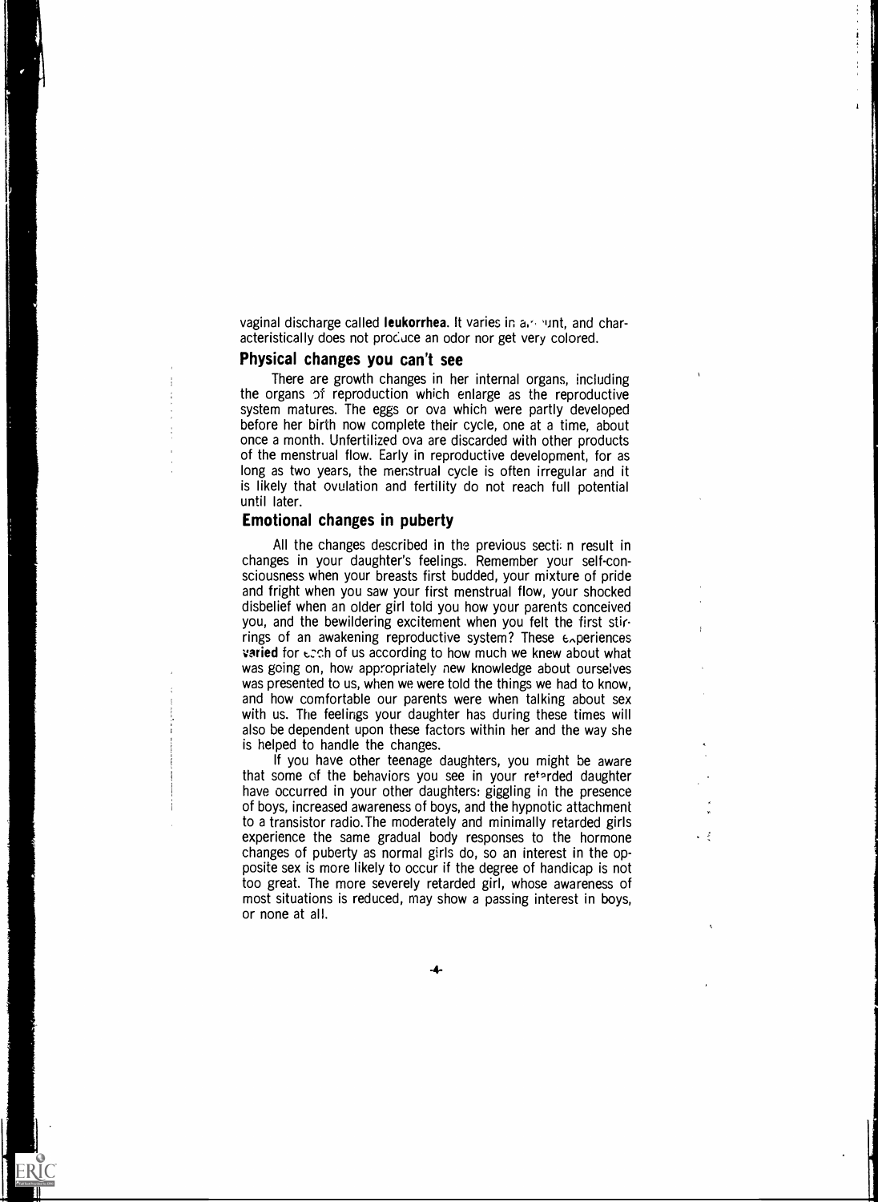vaginal discharge called **leukorrhea**. It varies in amount, and characteristically does not produce an odor nor get very colored.

## Physical changes you can't see

There are growth changes in her internal organs, including the organs of reproduction which enlarge as the reproductive system matures. The eggs or ova which were partly developed before her birth now complete their cycle, one at a time, about once a month. Unfertilized ova are discarded with other products of the menstrual flow. Early in reproductive development, for as long as two years, the menstrual cycle is often irregular and it is likely that ovulation and fertility do not reach full potential until later.

## Emotional changes in puberty

All the changes described in the previous section result in changes in your daughter's feelings. Remember your self-consciousness when your breasts first budded, your mixture of pride and fright when you saw your first menstrual flow, your shocked disbelief when an older girl told you how your parents conceived you, and the bewildering excitement when you felt the first stirrings of an awakening reproductive system? These experiences **varied** for each of us according to how much we knew about what was going on, how appropriately new knowledge about ourselves was presented to us, when we were told the things we had to know, and how comfortable our parents were when talking about sex with us. The feelings your daughter has during these times will also be dependent upon these factors within her and the way she is helped to handle the changes.

If you have other teenage daughters, you might be aware that some of the behaviors you see in your retarded daughter have occurred in your other daughters: giggling in the presence of boys, increased awareness of boys, and the hypnotic attachment to a transistor radio. The moderately and minimally retarded girls experience the same gradual body responses to the hormone changes of puberty as normal girls do, so an interest in the opposite sex is more likely to occur if the degree of handicap is not too great. The more severely retarded girl, whose awareness of most situations is reduced, may show a passing interest in boys, or none at all.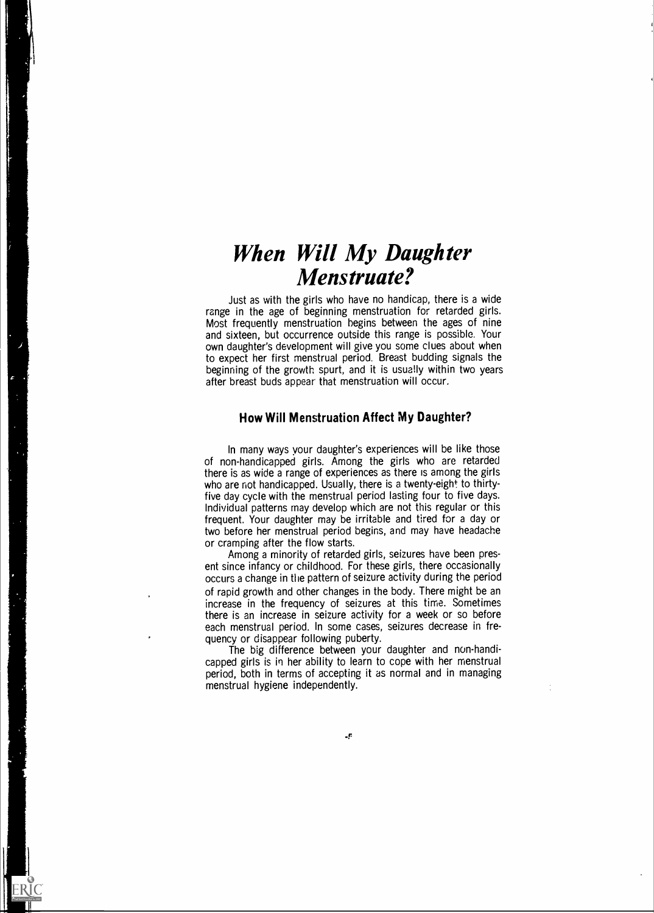# *When Will My Daughter Menstruate?*

Just as with the girls who have no handicap, there is a wide range in the age of beginning menstruation for retarded girls. Most frequently menstruation begins between the ages of nine and sixteen, but occurrence outside this range is possible. Your own daughter's development will give you some clues about when to expect her first menstrual period. Breast budding signals the beginning of the growth spurt, and it is usually within two years after breast buds appear that menstruation will occur.

## How Will Menstruation Affect My Daughter?

In many ways your daughter's experiences will be like those of non-handicapped girls. Among the girls who are retarded there is as wide a range of experiences as there is among the girls who are not handicapped. Usually, there is a twenty-eight to thirty-five day cycle with the menstrual period lasting four to five days. Individual patterns may develop which are not this regular or this frequent. Your daughter may be irritable and tired for a day or two before her menstrual period begins, and may have headache or cramping after the flow starts.

Among a minority of retarded girls, seizures have been present since infancy or childhood. For these girls, there occasionally occurs a change in the pattern of seizure activity during the period of rapid growth and other changes in the body. There might be an increase in the frequency of seizures at this time. Sometimes there is an increase in seizure activity for a week or so before each menstrual period. In some cases, seizures decrease in frequency or disappear following puberty.

The big difference between your daughter and non-handicapped girls is in her ability to learn to cope with her menstrual period, both in terms of accepting it as normal and in managing menstrual hygiene independently.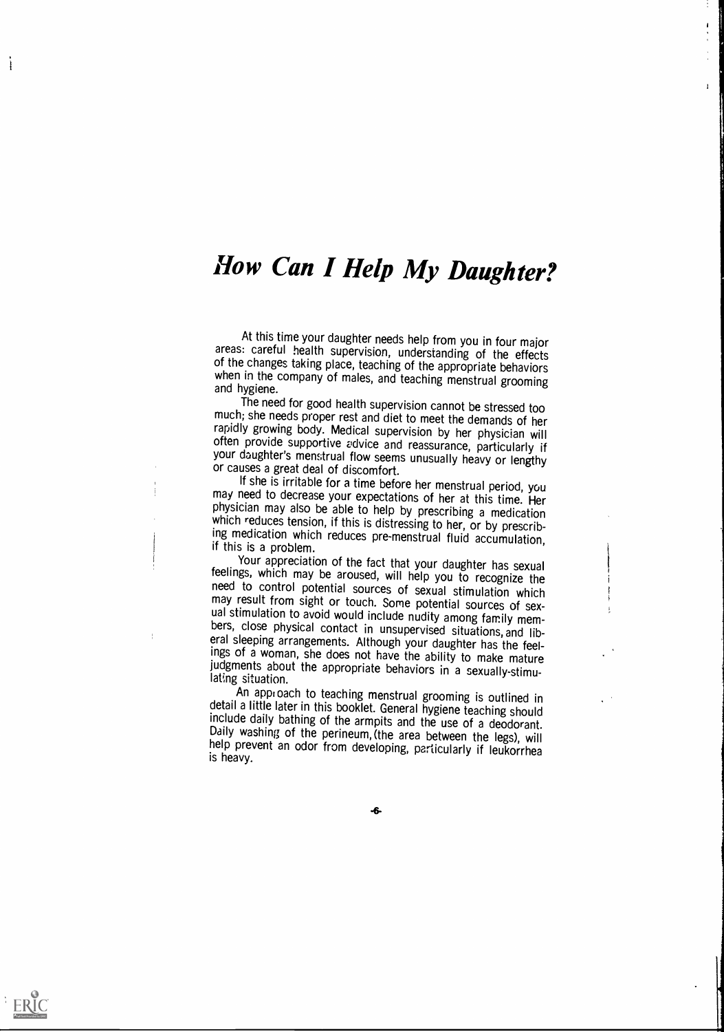# *How Can I Help My Daughter?*

At this time your daughter needs help from you in four major areas: careful health supervision, understanding of the effects of the changes taking place, teaching of the appropriate behaviors when in the company of males, and teaching menstrual grooming and hygiene.

The need for good health supervision cannot be stressed too much; she needs proper rest and diet to meet the demands of her rapidly growing body. Medical supervision by her physician will often provide supportive advice and reassurance, particularly if your daughter's menstrual flow seems unusually heavy or lengthy or causes a great deal of discomfort.

If she is irritable for a time before her menstrual period, you may need to decrease your expectations of her at this time. Her physician may also be able to help by prescribing a medication which reduces tension, if this is distressing to her, or by prescribing medication which reduces pre-menstrual fluid accumulation, if this is a problem.

Your appreciation of the fact that your daughter has sexual feelings, which may be aroused, will help you to recognize the need to control potential sources of sexual stimulation which may result from sight or touch. Some potential sources of sexual stimulation to avoid would include nudity among family members, close physical contact in unsupervised situations, and liberal sleeping arrangements. Although your daughter has the feelings of a woman, she does not have the ability to make mature judgments about the appropriate behaviors in a sexually-stimulating situation.

An approach to teaching menstrual grooming is outlined in detail a little later in this booklet. General hygiene teaching should include daily bathing of the armpits and the use of a deodorant. Daily washing of the perineum, (the area between the legs), will help prevent an odor from developing, particularly if leukorrhea is heavy.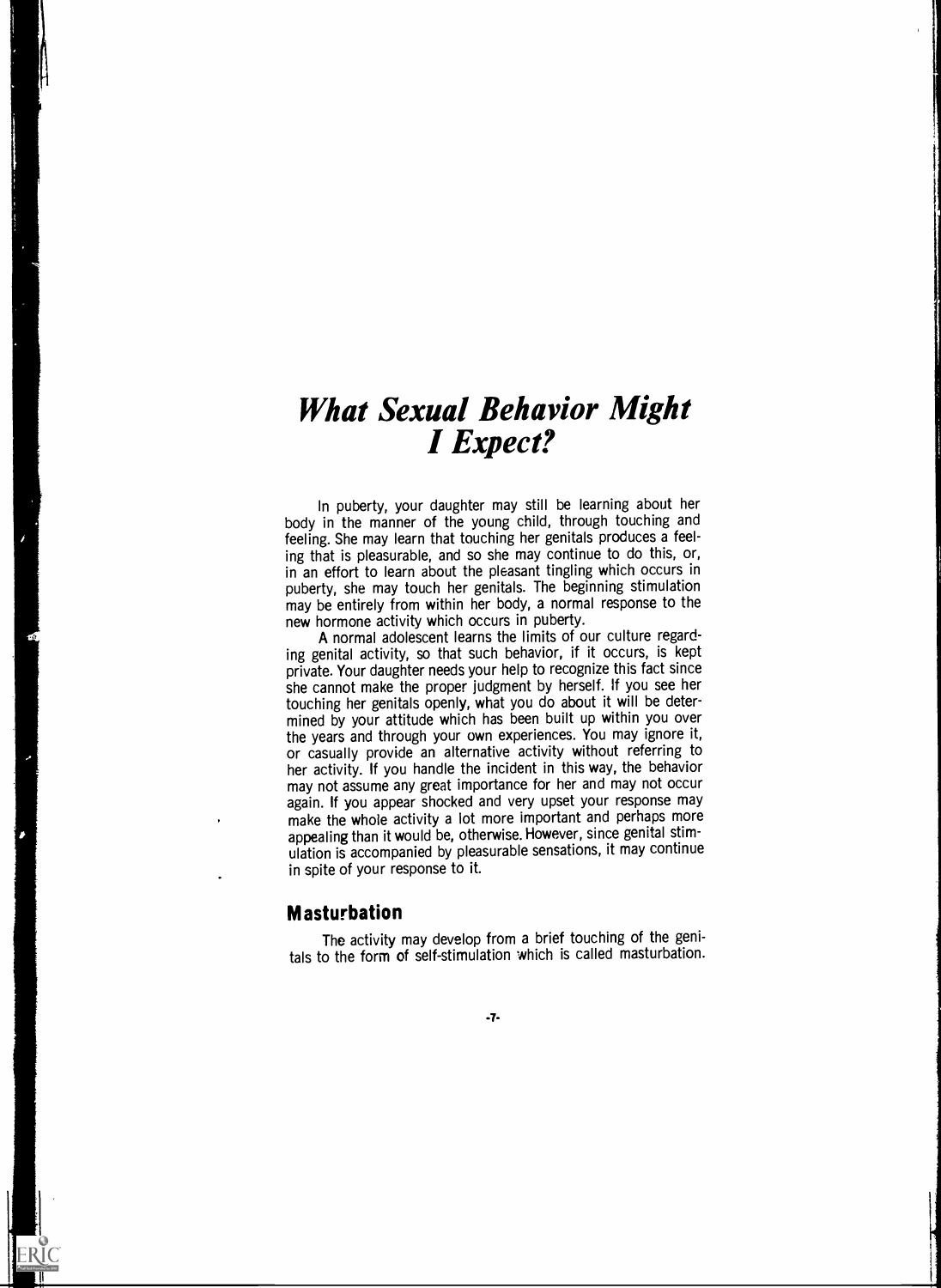# *What Sexual Behavior Might I Expect?*

In puberty, your daughter may still be learning about her body in the manner of the young child, through touching and feeling. She may learn that touching her genitals produces a feeling that is pleasurable, and so she may continue to do this, or, in an effort to learn about the pleasant tingling which occurs in puberty, she may touch her genitals. The beginning stimulation may be entirely from within her body, a normal response to the new hormone activity which occurs in puberty.

A normal adolescent learns the limits of our culture regarding genital activity, so that such behavior, if it occurs, is kept private. Your daughter needs your help to recognize this fact since she cannot make the proper judgment by herself. If you see her touching her genitals openly, what you do about it will be determined by your attitude which has been built up within you over the years and through your own experiences. You may ignore it, or casually provide an alternative activity without referring to her activity. If you handle the incident in this way, the behavior may not assume any great importance for her and may not occur again. If you appear shocked and very upset your response may make the whole activity a lot more important and perhaps more appealing than it would be, otherwise. However, since genital stimulation is accompanied by pleasurable sensations, it may continue in spite of your response to it.

## Masturbation

The activity may develop from a brief touching of the genitals to the form of self-stimulation which is called masturbation.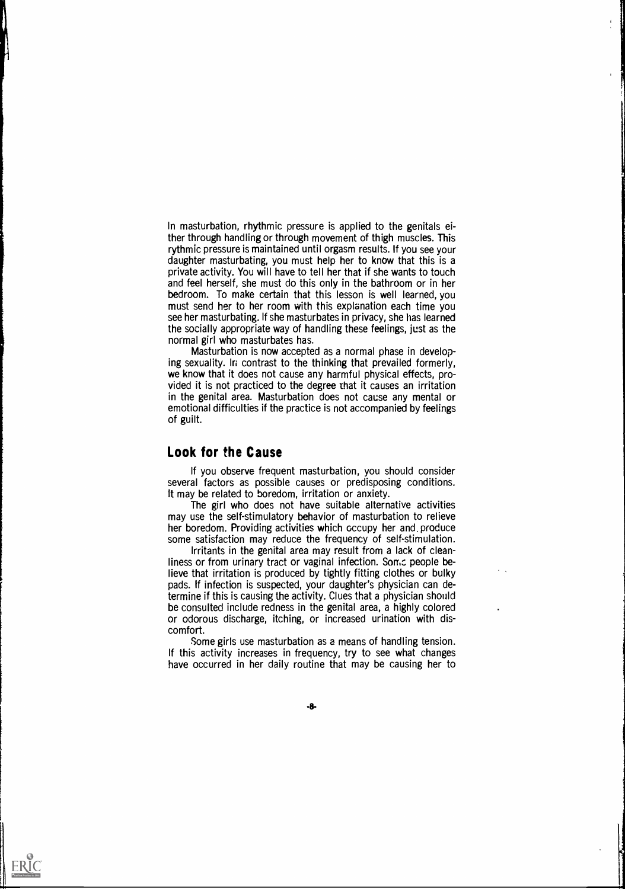In masturbation, rhythmic pressure is applied to the genitals either through handling or through movement of thigh muscles. This rythmic pressure is maintained until orgasm results. If you see your daughter masturbating, you must help her to know that this is a private activity. You will have to tell her that if she wants to touch and feel herself, she must do this only in the bathroom or in her bedroom. To make certain that this lesson is well learned, you must send her to her room with this explanation each time you see her masturbating. If she masturbates in privacy, she has learned the socially appropriate way of handling these feelings, just as the normal girl who masturbates has.

Masturbation is now accepted as a normal phase in developing sexuality. In contrast to the thinking that prevailed formerly, we know that it does not cause any harmful physical effects, provided it is not practiced to the degree that it causes an irritation in the genital area. Masturbation does not cause any mental or emotional difficulties if the practice is not accompanied by feelings of guilt.

## Look for the Cause

If you observe frequent masturbation, you should consider several factors as possible causes or predisposing conditions. It may be related to boredom, irritation or anxiety.

The girl who does not have suitable alternative activities may use the self-stimulatory behavior of masturbation to relieve her boredom. Providing activities which occupy her and produce some satisfaction may reduce the frequency of self-stimulation.

Irritants in the genital area may result from a lack of cleanliness or from urinary tract or vaginal infection. Some people believe that irritation is produced by tightly fitting clothes or bulky pads. If infection is suspected, your daughter's physician can determine if this is causing the activity. Clues that a physician should be consulted include redness in the genital area, a highly colored or odorous discharge, itching, or increased urination with discomfort.

Some girls use masturbation as a means of handling tension. If this activity increases in frequency, try to see what changes have occurred in her daily routine that may be causing her to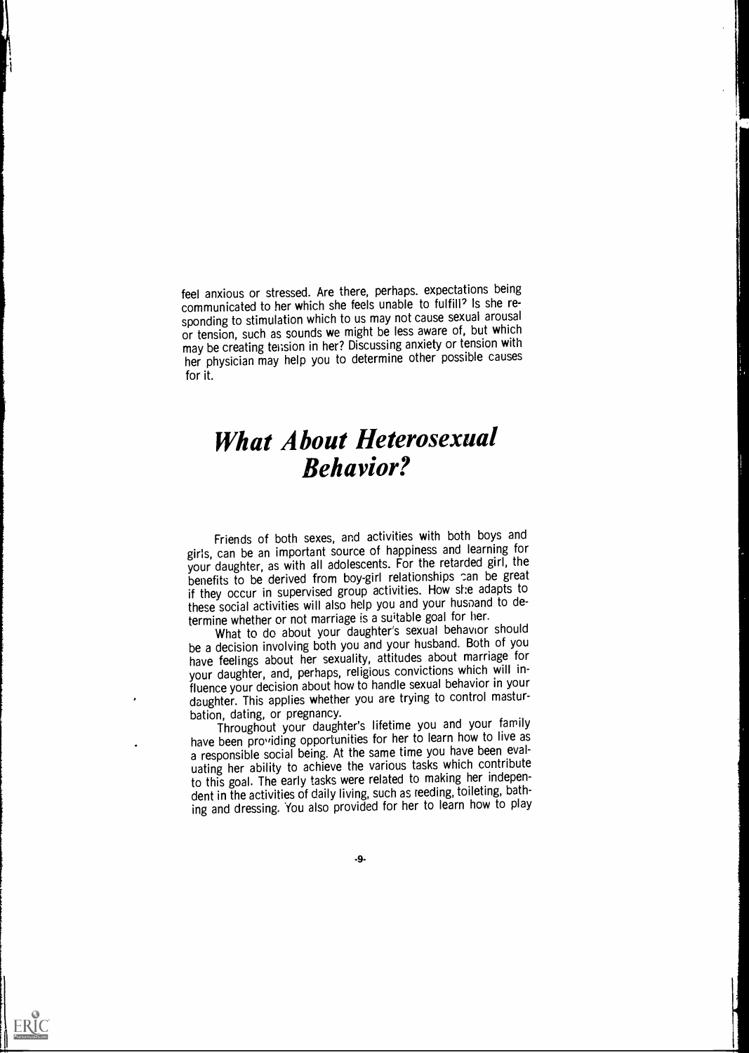feel anxious or stressed. Are there, perhaps. expectations being communicated to her which she feels unable to fulfill? Is she responding to stimulation which to us may not cause sexual arousal or tension, such as sounds we might be less aware of, but which may be creating tension in her? Discussing anxiety or tension with her physician may help you to determine other possible causes for it.

## *What About Heterosexual Behavior?*

Friends of both sexes, and activities with both boys and girls, can be an important source of happiness and learning for your daughter, as with all adolescents. For the retarded girl, the benefits to be derived from boy-girl relationships can be great if they occur in supervised group activities. How she adapts to these social activities will also help you and your husband to determine whether or not marriage is a suitable goal for her.

What to do about your daughter's sexual behavior should be a decision involving both you and your husband. Both of you have feelings about her sexuality, attitudes about marriage for your daughter, and, perhaps, religious convictions which will influence your decision about how to handle sexual behavior in your daughter. This applies whether you are trying to control masturbation, dating, or pregnancy.

Throughout your daughter's lifetime you and your family have been providing opportunities for her to learn how to live as a responsible social being. At the same time you have been evaluating her ability to achieve the various tasks which contribute to this goal. The early tasks were related to making her independent in the activities of daily living, such as feeding, toileting, bathing and dressing. You also provided for her to learn how to play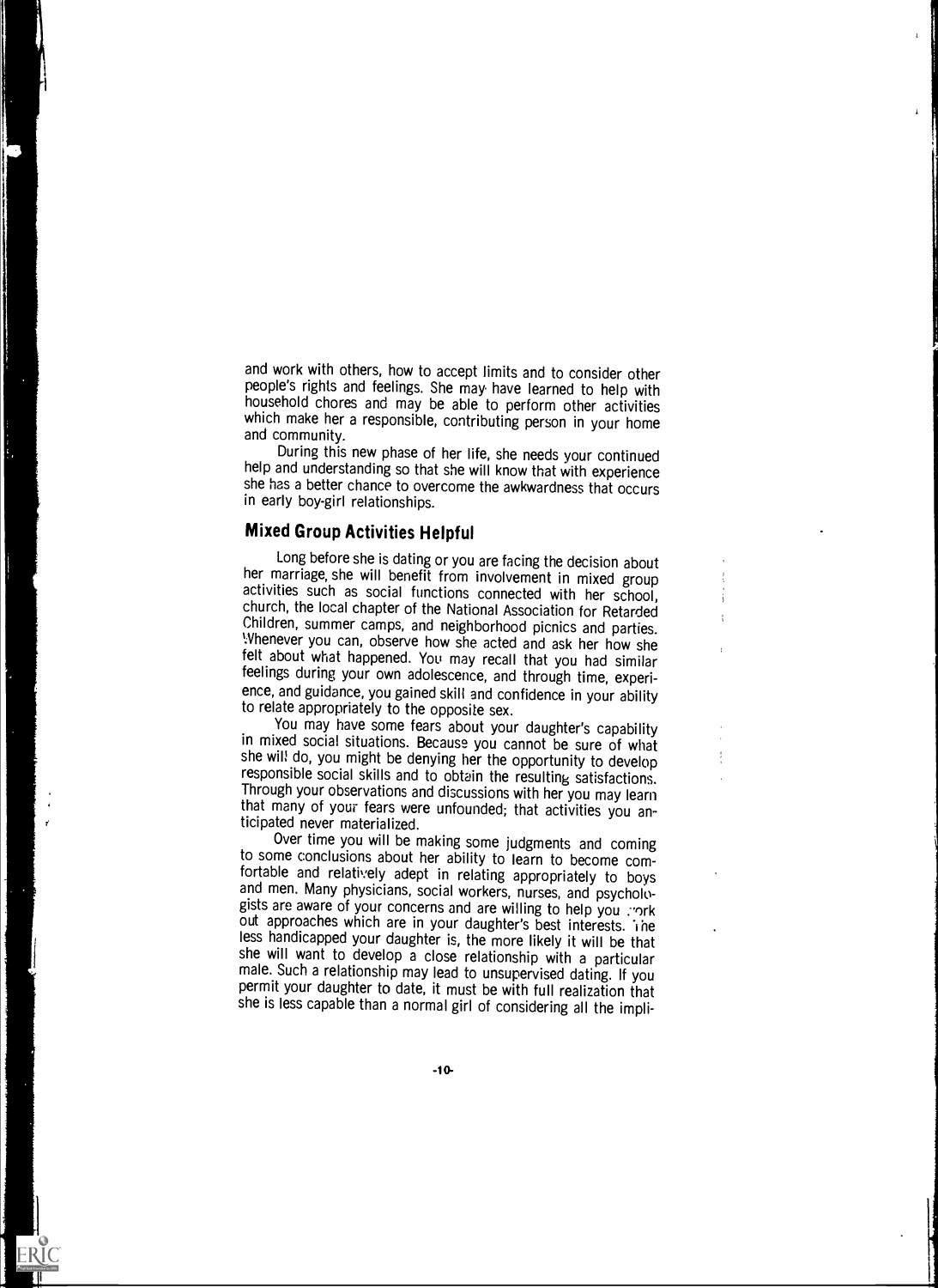and work with others, how to accept limits and to consider other people's rights and feelings. She may have learned to help with household chores and may be able to perform other activities which make her a responsible, contributing person in your home and community.

During this new phase of her life, she needs your continued help and understanding so that she will know that with experience she has a better chance to overcome the awkwardness that occurs in early boy-girl relationships.

## Mixed Group Activities Helpful

Long before she is dating or you are facing the decision about her marriage, she will benefit from involvement in mixed group activities such as social functions connected with her school, church, the local chapter of the National Association for Retarded Children, summer camps, and neighborhood picnics and parties. Whenever you can, observe how she acted and ask her how she felt about what happened. You may recall that you had similar feelings during your own adolescence, and through time, experience, and guidance, you gained skill and confidence in your ability to relate appropriately to the opposite sex.

You may have some fears about your daughter's capability in mixed social situations. Because you cannot be sure of what she will do, you might be denying her the opportunity to develop responsible social skills and to obtain the resulting satisfactions. Through your observations and discussions with her you may learn that many of your fears were unfounded; that activities you anticipated never materialized.

Over time you will be making some judgments and coming to some conclusions about her ability to learn to become comfortable and relatively adept in relating appropriately to boys and men. Many physicians, social workers, nurses, and psychologists are aware of your concerns and are willing to help you work out approaches which are in your daughter's best interests. The less handicapped your daughter is, the more likely it will be that she will want to develop a close relationship with a particular male. Such a relationship may lead to unsupervised dating. If you permit your daughter to date, it must be with full realization that she is less capable than a normal girl of considering all the impli-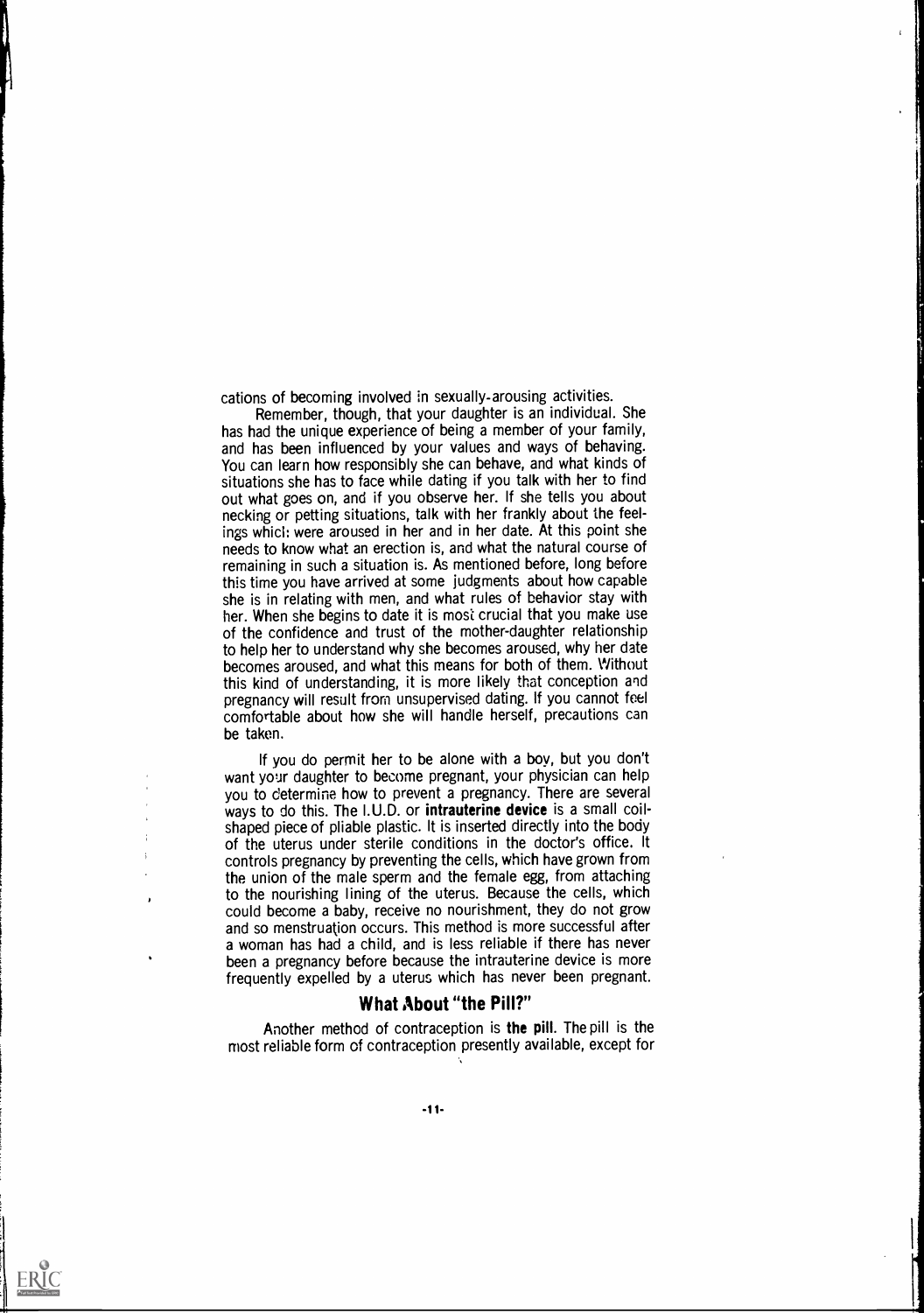cations of becoming involved in sexually-arousing activities.

Remember, though, that your daughter is an individual. She has had the unique experience of being a member of your family, and has been influenced by your values and ways of behaving. You can learn how responsibly she can behave, and what kinds of situations she has to face while dating if you talk with her to find out what goes on, and if you observe her. If she tells you about necking or petting situations, talk with her frankly about the feelings which were aroused in her and in her date. At this point she needs to know what an erection is, and what the natural course of remaining in such a situation is. As mentioned before, long before this time you have arrived at some judgments about how capable she is in relating with men, and what rules of behavior stay with her. When she begins to date it is most crucial that you make use of the confidence and trust of the mother-daughter relationship to help her to understand why she becomes aroused, why her date becomes aroused, and what this means for both of them. Without this kind of understanding, it is more likely that conception and pregnancy will result from unsupervised dating. If you cannot feel comfortable about how she will handle herself, precautions can be taken.

If you do permit her to be alone with a boy, but you don't want your daughter to become pregnant, your physician can help you to determine how to prevent a pregnancy. There are several ways to do this. The I.U.D. or **intrauterine device** is a small coil-shaped piece of pliable plastic. It is inserted directly into the body of the uterus under sterile conditions in the doctor's office. It controls pregnancy by preventing the cells, which have grown from the union of the male sperm and the female egg, from attaching to the nourishing lining of the uterus. Because the cells, which could become a baby, receive no nourishment, they do not grow and so menstruation occurs. This method is more successful after a woman has had a child, and is less reliable if there has never been a pregnancy before because the intrauterine device is more frequently expelled by a uterus which has never been pregnant.

## What About "the Pill?"

Another method of contraception is **the pill**. The pill is the most reliable form of contraception presently available, except for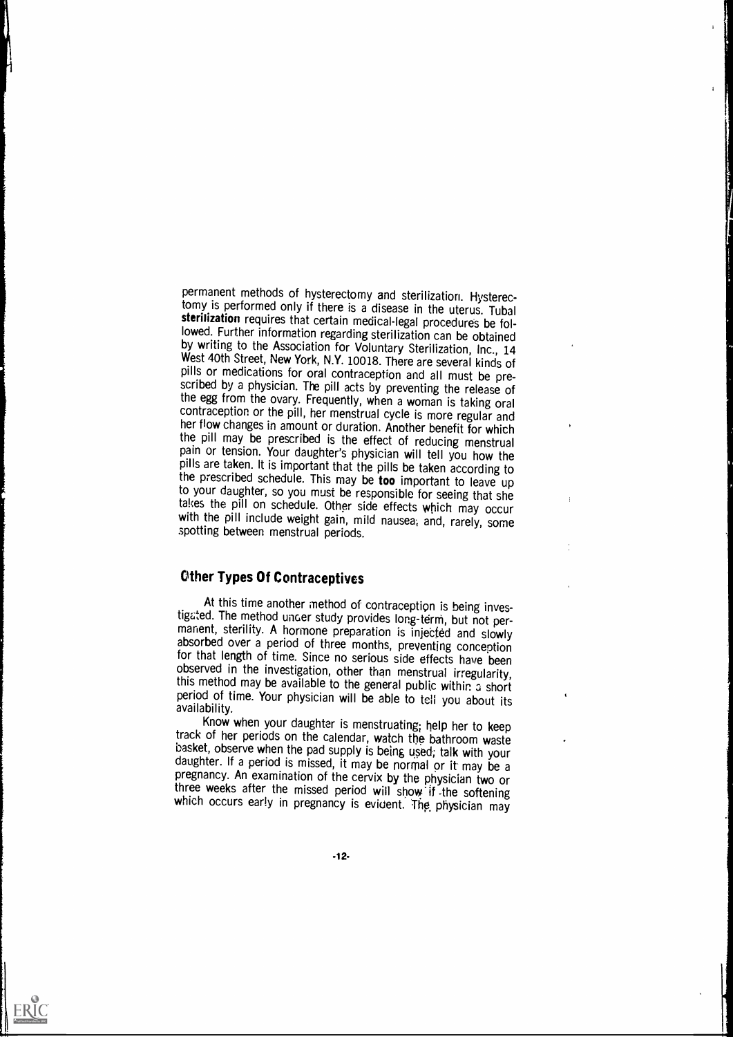permanent methods of hysterectomy and sterilization. Hysterectomy is performed only if there is a disease in the uterus. Tubal **sterilization** requires that certain medical-legal procedures be followed. Further information regarding sterilization can be obtained by writing to the Association for Voluntary Sterilization, Inc., 14 West 40th Street, New York, N.Y. 10018. There are several kinds of pills or medications for oral contraception and all must be prescribed by a physician. The pill acts by preventing the release of the egg from the ovary. Frequently, when a woman is taking oral contraception or the pill, her menstrual cycle is more regular and her flow changes in amount or duration. Another benefit for which the pill may be prescribed is the effect of reducing menstrual pain or tension. Your daughter's physician will tell you how the pills are taken. It is important that the pills be taken according to the prescribed schedule. This may be **too** important to leave up to your daughter, so you must be responsible for seeing that she takes the pill on schedule. Other side effects which may occur with the pill include weight gain, mild nausea, and, rarely, some spotting between menstrual periods.

## Other Types Of Contraceptives

At this time another method of contraception is being investigated. The method under study provides long-term, but not permanent, sterility. A hormone preparation is injected and slowly absorbed over a period of three months, preventing conception for that length of time. Since no serious side effects have been observed in the investigation, other than menstrual irregularity, this method may be available to the general public within a short period of time. Your physician will be able to tell you about its availability.

Know when your daughter is menstruating; help her to keep track of her periods on the calendar, watch the bathroom waste basket, observe when the pad supply is being used; talk with your daughter. If a period is missed, it may be normal or it may be a pregnancy. An examination of the cervix by the physician two or three weeks after the missed period will show if the softening which occurs early in pregnancy is evident. The physician may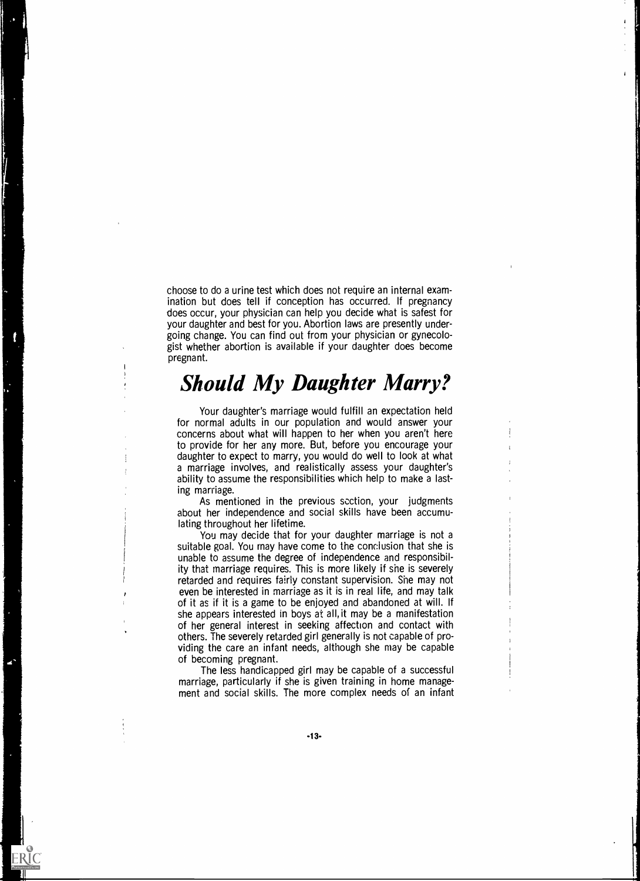choose to do a urine test which does not require an internal examination but does tell if conception has occurred. If pregnancy does occur, your physician can help you decide what is safest for your daughter and best for you. Abortion laws are presently undergoing change. You can find out from your physician or gynecologist whether abortion is available if your daughter does become pregnant.

## *Should My Daughter Marry?*

Your daughter's marriage would fulfill an expectation held for normal adults in our population and would answer your concerns about what will happen to her when you aren't here to provide for her any more. But, before you encourage your daughter to expect to marry, you would do well to look at what a marriage involves, and realistically assess your daughter's ability to assume the responsibilities which help to make a lasting marriage.

As mentioned in the previous section, your judgments about her independence and social skills have been accumulating throughout her lifetime.

You may decide that for your daughter marriage is not a suitable goal. You may have come to the conclusion that she is unable to assume the degree of independence and responsibility that marriage requires. This is more likely if she is severely retarded and requires fairly constant supervision. She may not even be interested in marriage as it is in real life, and may talk of it as if it is a game to be enjoyed and abandoned at will. If she appears interested in boys at all, it may be a manifestation of her general interest in seeking affection and contact with others. The severely retarded girl generally is not capable of providing the care an infant needs, although she may be capable of becoming pregnant.

The less handicapped girl may be capable of a successful marriage, particularly if she is given training in home management and social skills. The more complex needs of an infant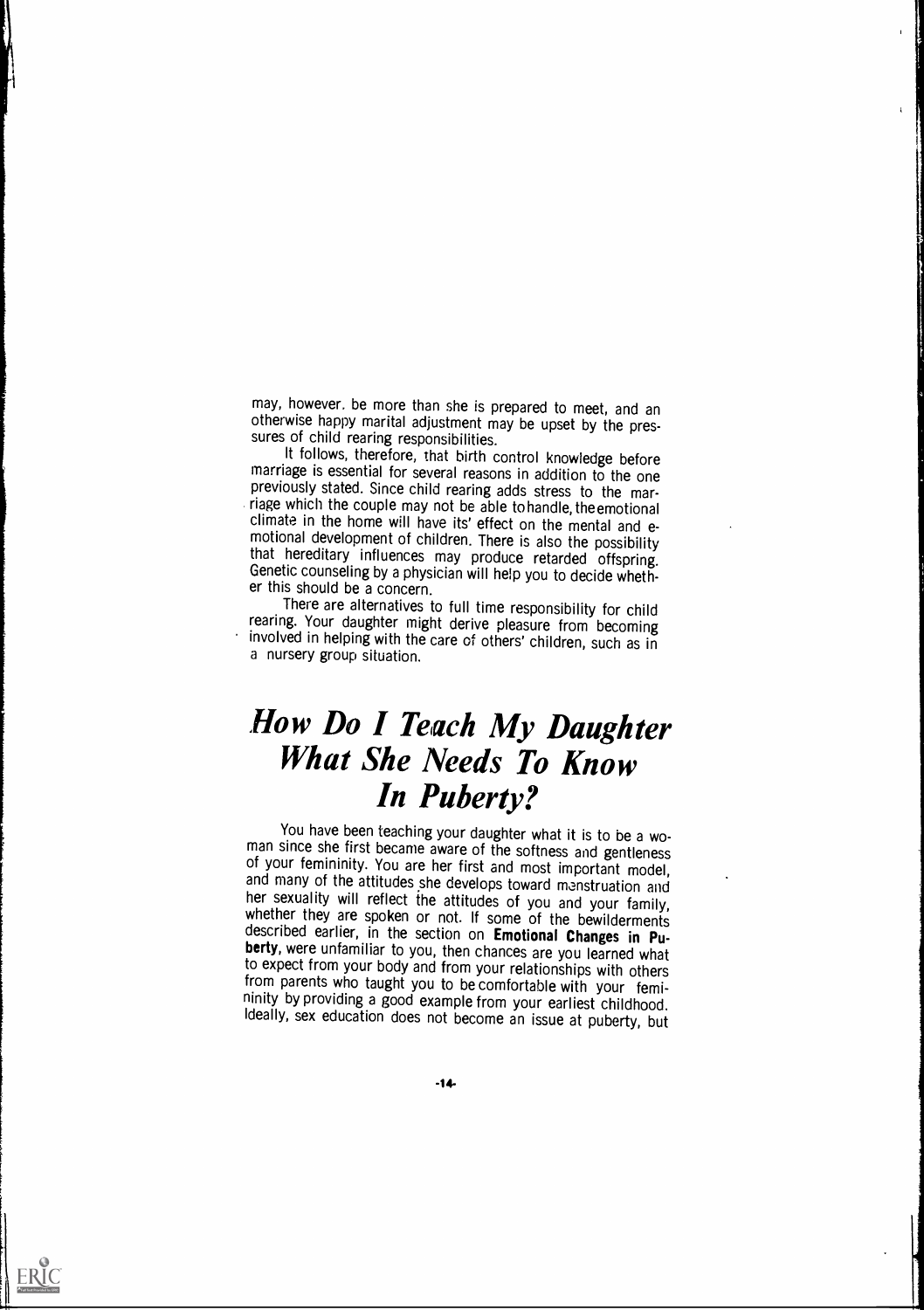may, however, be more than she is prepared to meet, and an otherwise happy marital adjustment may be upset by the pressures of child rearing responsibilities.

It follows, therefore, that birth control knowledge before marriage is essential for several reasons in addition to the one previously stated. Since child rearing adds stress to the marriage which the couple may not be able to handle, the emotional climate in the home will have its' effect on the mental and emotional development of children. There is also the possibility that hereditary influences may produce retarded offspring. Genetic counseling by a physician will help you to decide whether this should be a concern.

There are alternatives to full time responsibility for child rearing. Your daughter might derive pleasure from becoming involved in helping with the care of others' children, such as in a nursery group situation.

# *How Do I Teach My Daughter What She Needs To Know In Puberty?*

You have been teaching your daughter what it is to be a woman since she first became aware of the softness and gentleness of your femininity. You are her first and most important model, and many of the attitudes she develops toward menstruation and her sexuality will reflect the attitudes of you and your family, whether they are spoken or not. If some of the bewilderments described earlier, in the section on **Emotional Changes in Puberty**, were unfamiliar to you, then chances are you learned what to expect from your body and from your relationships with others from parents who taught you to be comfortable with your femininity by providing a good example from your earliest childhood. Ideally, sex education does not become an issue at puberty, but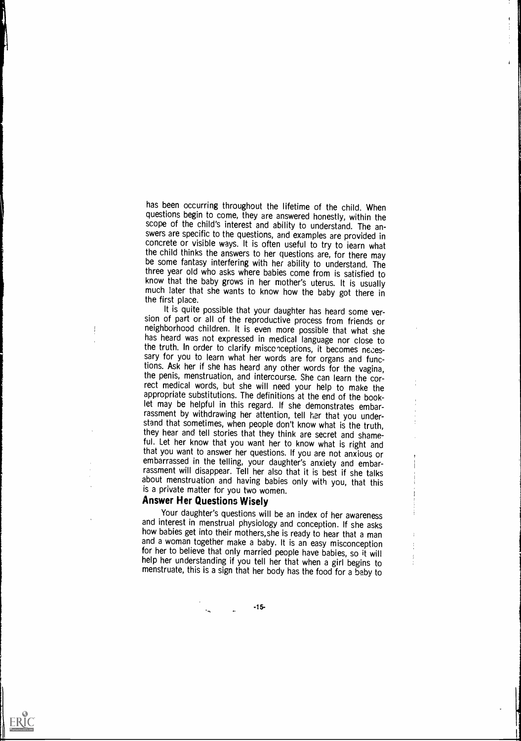has been occurring throughout the lifetime of the child. When questions begin to come, they are answered honestly, within the scope of the child's interest and ability to understand. The answers are specific to the questions, and examples are provided in concrete or visible ways. It is often useful to try to learn what the child thinks the answers to her questions are, for there may be some fantasy interfering with her ability to understand. The three year old who asks where babies come from is satisfied to know that the baby grows in her mother's uterus. It is usually much later that she wants to know how the baby got there in the first place.

It is quite possible that your daughter has heard some version of part or all of the reproductive process from friends or neighborhood children. It is even more possible that what she has heard was not expressed in medical language nor close to the truth. In order to clarify misconceptions, it becomes necessary for you to learn what her words are for organs and functions. Ask her if she has heard any other words for the vagina, the penis, menstruation, and intercourse. She can learn the correct medical words, but she will need your help to make the appropriate substitutions. The definitions at the end of the booklet may be helpful in this regard. If she demonstrates embarrassment by withdrawing her attention, tell her that you understand that sometimes, when people don't know what is the truth, they hear and tell stories that they think are secret and shameful. Let her know that you want her to know what is right and that you want to answer her questions. If you are not anxious or embarrassed in the telling, your daughter's anxiety and embarrassment will disappear. Tell her also that it is best if she talks about menstruation and having babies only with you, that this is a private matter for you two women.

## Answer Her Questions Wisely

Your daughter's questions will be an index of her awareness and interest in menstrual physiology and conception. If she asks how babies get into their mothers, she is ready to hear that a man and a woman together make a baby. It is an easy misconception for her to believe that only married people have babies, so it will help her understanding if you tell her that when a girl begins to menstruate, this is a sign that her body has the food for a baby to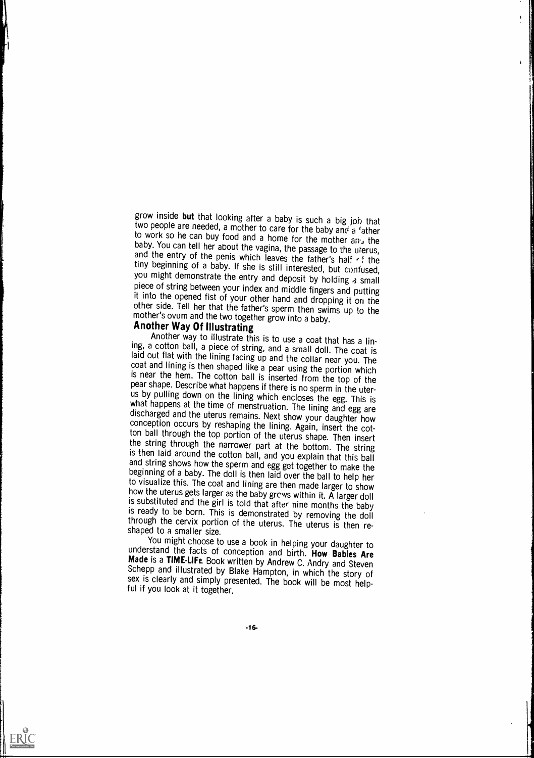grow inside **but** that looking after a baby is such a big job that two people are needed, a mother to care for the baby and a father to work so he can buy food and a home for the mother and the baby. You can tell her about the vagina, the passage to the uterus, and the entry of the penis which leaves the father's half of the tiny beginning of a baby. If she is still interested, but confused, you might demonstrate the entry and deposit by holding a small piece of string between your index and middle fingers and putting it into the opened fist of your other hand and dropping it on the other side. Tell her that the father's sperm then swims up to the mother's ovum and the two together grow into a baby.

## Another Way Of Illustrating

Another way to illustrate this is to use a coat that has a lining, a cotton ball, a piece of string, and a small doll. The coat is laid out flat with the lining facing up and the collar near you. The coat and lining is then shaped like a pear using the portion which is near the hem. The cotton ball is inserted from the top of the pear shape. Describe what happens if there is no sperm in the uterus by pulling down on the lining which encloses the egg. This is what happens at the time of menstruation. The lining and egg are discharged and the uterus remains. Next show your daughter how conception occurs by reshaping the lining. Again, insert the cotton ball through the top portion of the uterus shape. Then insert the string through the narrower part at the bottom. The string is then laid around the cotton ball, and you explain that this ball and string shows how the sperm and egg get together to make the beginning of a baby. The doll is then laid over the ball to help her to visualize this. The coat and lining are then made larger to show how the uterus gets larger as the baby grows within it. A larger doll is substituted and the girl is told that after nine months the baby is ready to be born. This is demonstrated by removing the doll through the cervix portion of the uterus. The uterus is then reshaped to a smaller size.

You might choose to use a book in helping your daughter to understand the facts of conception and birth. **How Babies Are Made** is a **TIME-LIFE** Book written by Andrew C. Andry and Steven Schepp and illustrated by Blake Hampton, in which the story of sex is clearly and simply presented. The book will be most helpful if you look at it together.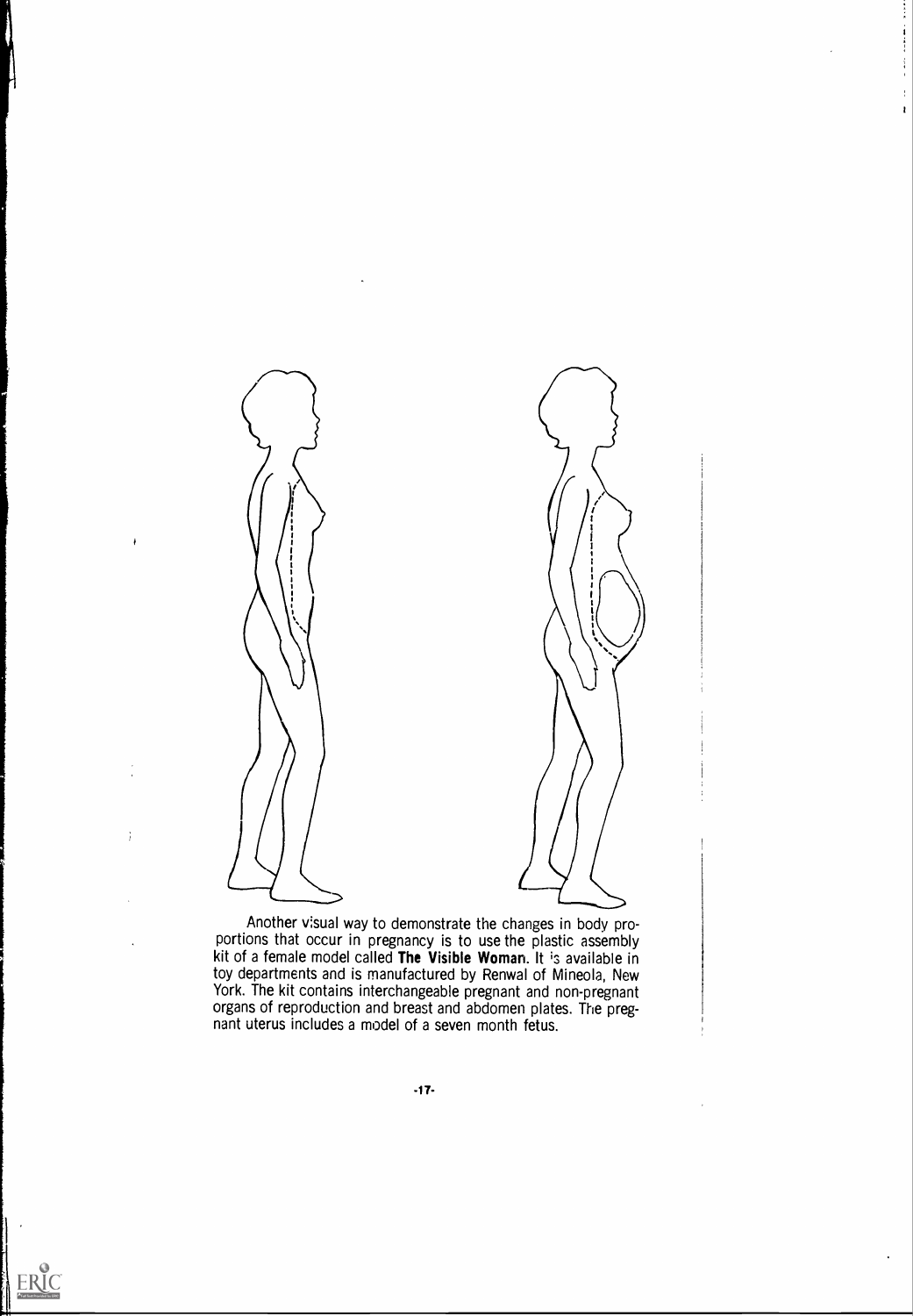Another visual way to demonstrate the changes in body proportions that occur in pregnancy is to use the plastic assembly kit of a female model called **The Visible Woman**. It is available in toy departments and is manufactured by Renwal of Mineola, New York. The kit contains interchangeable pregnant and non-pregnant organs of reproduction and breast and abdomen plates. The pregnant uterus includes a model of a seven month fetus.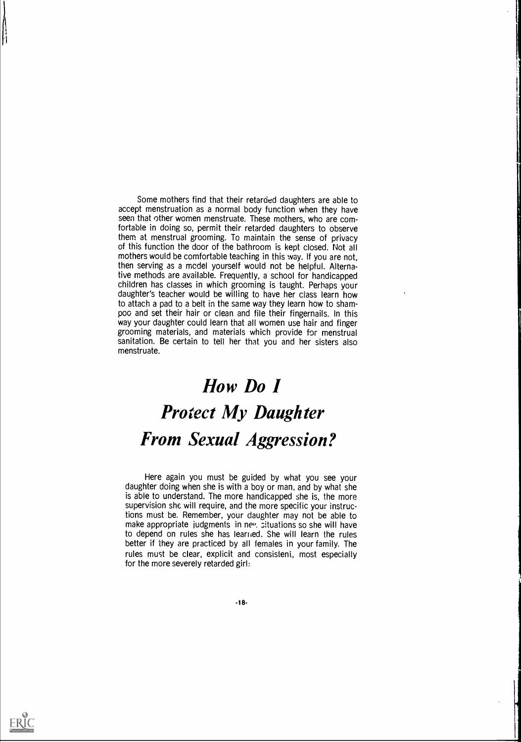Some mothers find that their retarded daughters are able to accept menstruation as a normal body function when they have seen that other women menstruate. These mothers, who are comfortable in doing so, permit their retarded daughters to observe them at menstrual grooming. To maintain the sense of privacy of this function the door of the bathroom is kept closed. Not all mothers would be comfortable teaching in this way. If you are not, then serving as a model yourself would not be helpful. Alternative methods are available. Frequently, a school for handicapped children has classes in which grooming is taught. Perhaps your daughter's teacher would be willing to have her class learn how to attach a pad to a belt in the same way they learn how to shampoo and set their hair or clean and file their fingernails. In this way your daughter could learn that all women use hair and finger grooming materials, and materials which provide for menstrual sanitation. Be certain to tell her that you and her sisters also menstruate.

# *How Do I Protect My Daughter From Sexual Aggression?*

Here again you must be guided by what you see your daughter doing when she is with a boy or man, and by what she is able to understand. The more handicapped she is, the more supervision she will require, and the more specific your instructions must be. Remember, your daughter may not be able to make appropriate judgments in new situations so she will have to depend on rules she has learned. She will learn the rules better if they are practiced by all females in your family. The rules must be clear, explicit and consistent, most especially for the more severely retarded girl: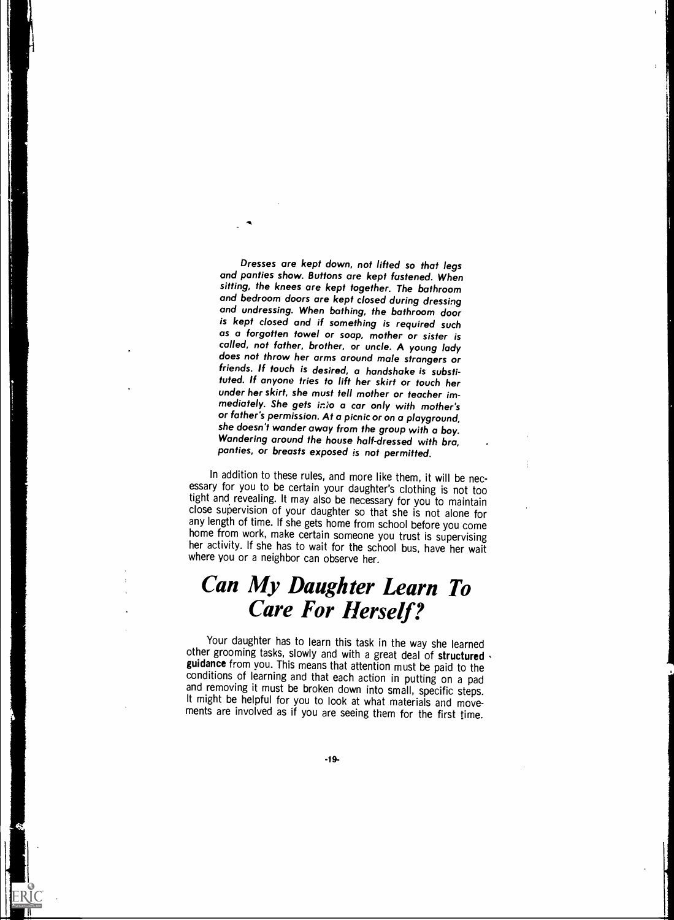*Dresses are kept down, not lifted so that legs and panties show. Buttons are kept fastened. When sitting, the knees are kept together. The bathroom and bedroom doors are kept closed during dressing and undressing. When bathing, the bathroom door is kept closed and if something is required such as a forgotten towel or soap, mother or sister is called, not father, brother, or uncle. A young lady does not throw her arms around male strangers or friends. If touch is desired, a handshake is substituted. If anyone tries to lift her skirt or touch her under her skirt, she must tell mother or teacher immediately. She gets into a car only with mother's or father's permission. At a picnic or on a playground, she doesn't wander away from the group with a boy. Wandering around the house half-dressed with bra, panties, or breasts exposed is not permitted.*

In addition to these rules, and more like them, it will be necessary for you to be certain your daughter's clothing is not too tight and revealing. It may also be necessary for you to maintain close supervision of your daughter so that she is not alone for any length of time. If she gets home from school before you come home from work, make certain someone you trust is supervising her activity. If she has to wait for the school bus, have her wait where you or a neighbor can observe her.

# Can My Daughter Learn To Care For Herself?

Your daughter has to learn this task in the way she learned other grooming tasks, slowly and with a great deal of **structured guidance** from you. This means that attention must be paid to the conditions of learning and that each action in putting on a pad and removing it must be broken down into small, specific steps. It might be helpful for you to look at what materials and movements are involved as if you are seeing them for the first time.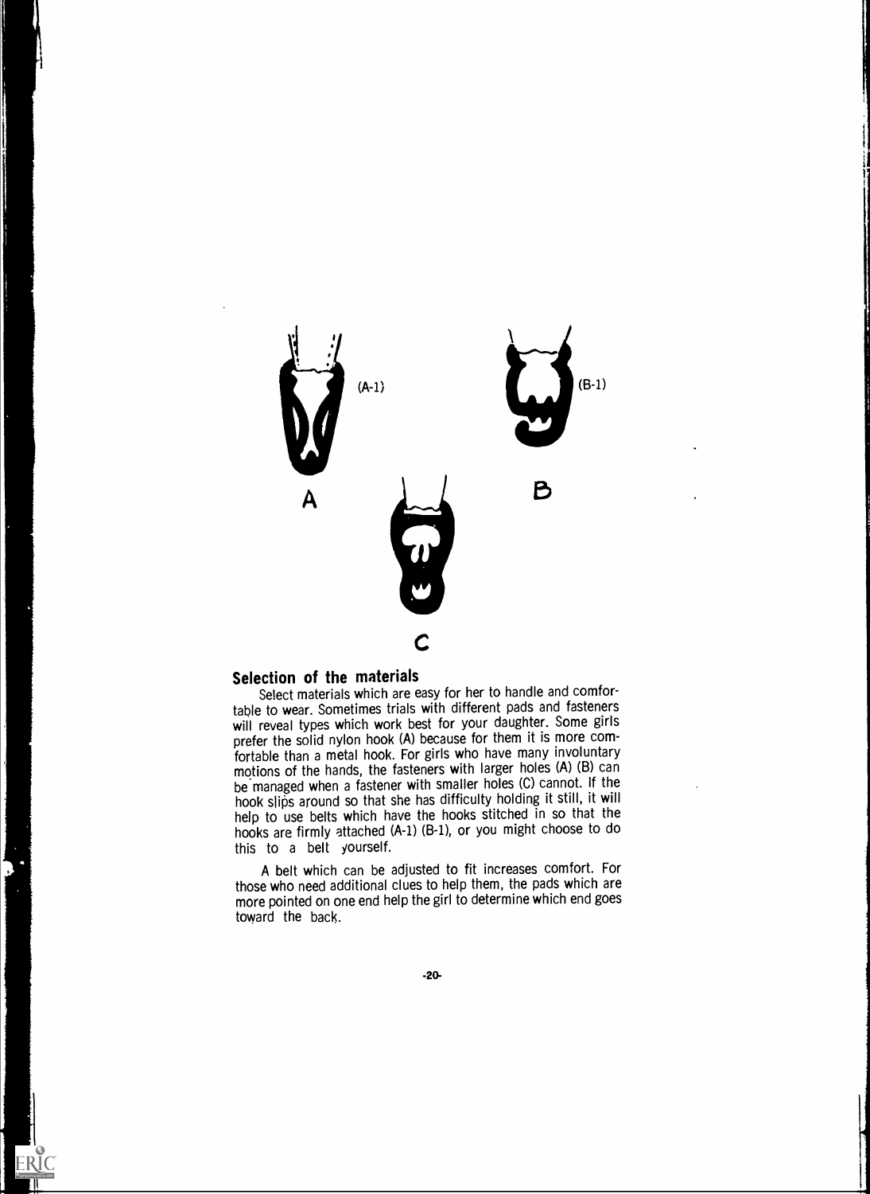## Selection of the materials

Select materials which are easy for her to handle and comfortable to wear. Sometimes trials with different pads and fasteners will reveal types which work best for your daughter. Some girls prefer the solid nylon hook (A) because for them it is more comfortable than a metal hook. For girls who have many involuntary motions of the hands, the fasteners with larger holes (A) (B) can be managed when a fastener with smaller holes (C) cannot. If the hook slips around so that she has difficulty holding it still, it will help to use belts which have the hooks stitched in so that the hooks are firmly attached (A-1) (B-1), or you might choose to do this to a belt yourself.

A belt which can be adjusted to fit increases comfort. For those who need additional clues to help them, the pads which are more pointed on one end help the girl to determine which end goes toward the back.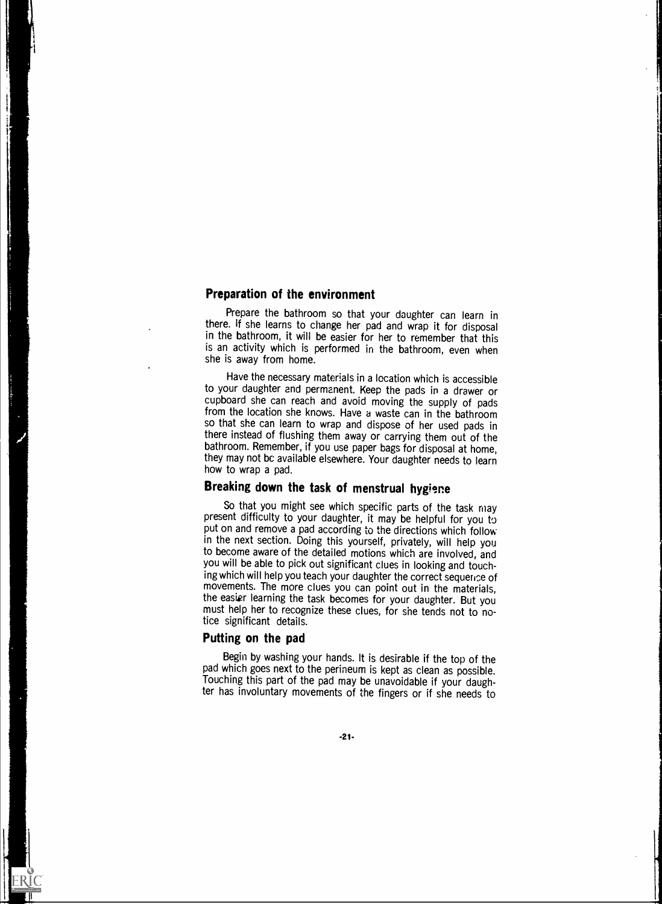### Preparation of the environment

Prepare the bathroom so that your daughter can learn in there. If she learns to change her pad and wrap it for disposal in the bathroom, it will be easier for her to remember that this is an activity which is performed in the bathroom, even when she is away from home.

Have the necessary materials in a location which is accessible to your daughter and permanent. Keep the pads in a drawer or cupboard she can reach and avoid moving the supply of pads from the location she knows. Have a waste can in the bathroom so that she can learn to wrap and dispose of her used pads in there instead of flushing them away or carrying them out of the bathroom. Remember, if you use paper bags for disposal at home, they may not be available elsewhere. Your daughter needs to learn how to wrap a pad.

### Breaking down the task of menstrual hygiene

So that you might see which specific parts of the task may present difficulty to your daughter, it may be helpful for you to put on and remove a pad according to the directions which follow in the next section. Doing this yourself, privately, will help you to become aware of the detailed motions which are involved, and you will be able to pick out significant clues in looking and touching which will help you teach your daughter the correct sequence of movements. The more clues you can point out in the materials, the easier learning the task becomes for your daughter. But you must help her to recognize these clues, for she tends not to notice significant details.

### Putting on the pad

Begin by washing your hands. It is desirable if the top of the pad which goes next to the perineum is kept as clean as possible. Touching this part of the pad may be unavoidable if your daughter has involuntary movements of the fingers or if she needs to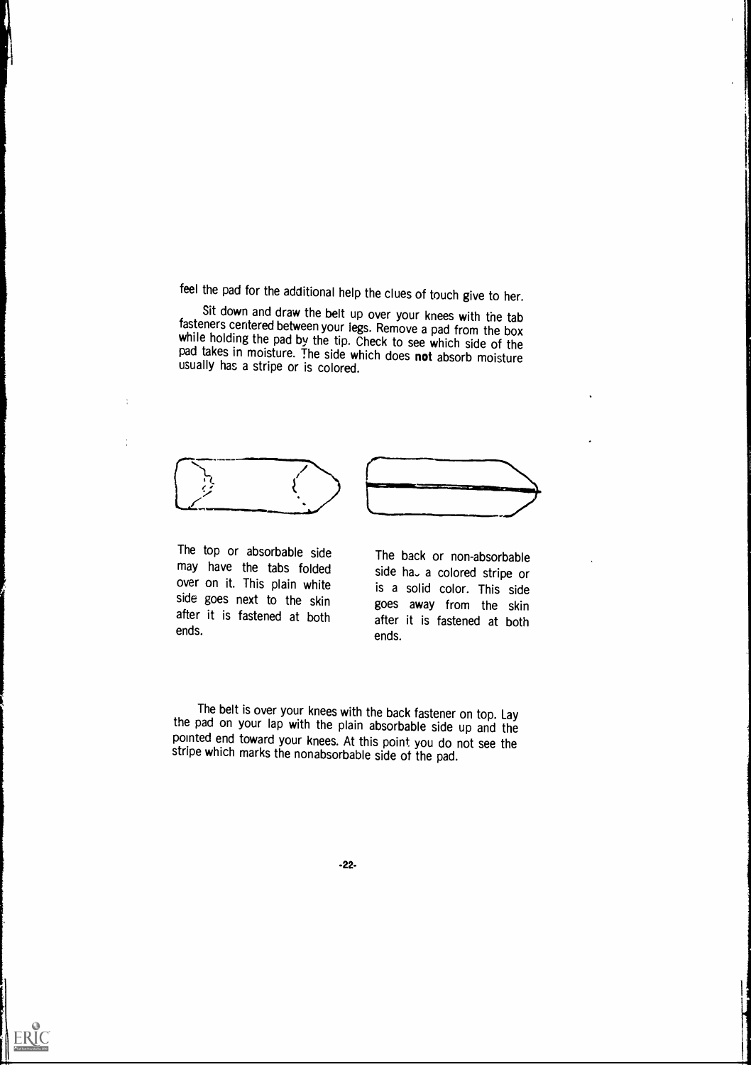feel the pad for the additional help the clues of touch give to her.

Sit down and draw the belt up over your knees with the tab fasteners centered between your legs. Remove a pad from the box while holding the pad by the tip. Check to see which side of the pad takes in moisture. The side which does **not** absorb moisture usually has a stripe or is colored.

The top or absorbable side may have the tabs folded over on it. This plain white side goes next to the skin after it is fastened at both ends.

The back or non-absorbable side has a colored stripe or is a solid color. This side goes away from the skin after it is fastened at both ends.

The belt is over your knees with the back fastener on top. Lay the pad on your lap with the plain absorbable side up and the pointed end toward your knees. At this point you do not see the stripe which marks the nonabsorbable side of the pad.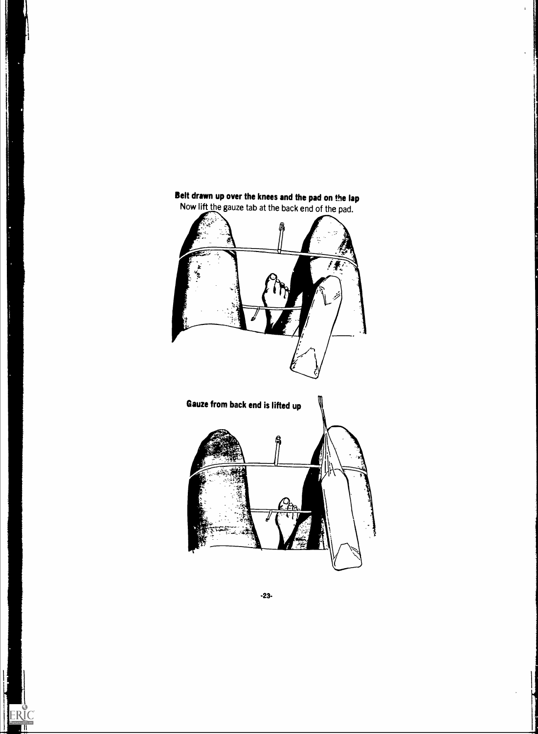**Belt drawn up over the knees and the pad on the lap**

Now lift the gauze tab at the back end of the pad.

**Gauze from back end is lifted up**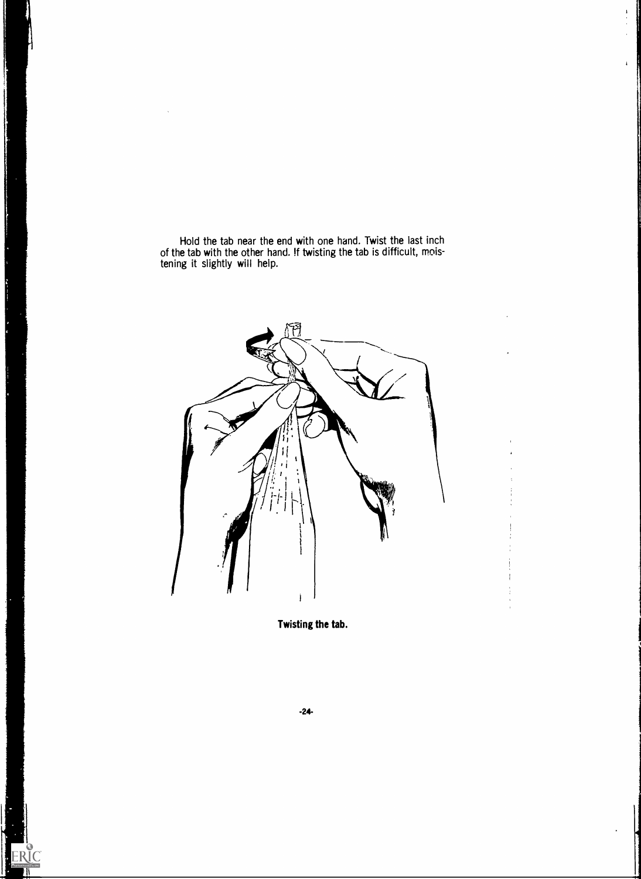Hold the tab near the end with one hand. Twist the last inch of the tab with the other hand. If twisting the tab is difficult, moistening it slightly will help.

**Twisting the tab.**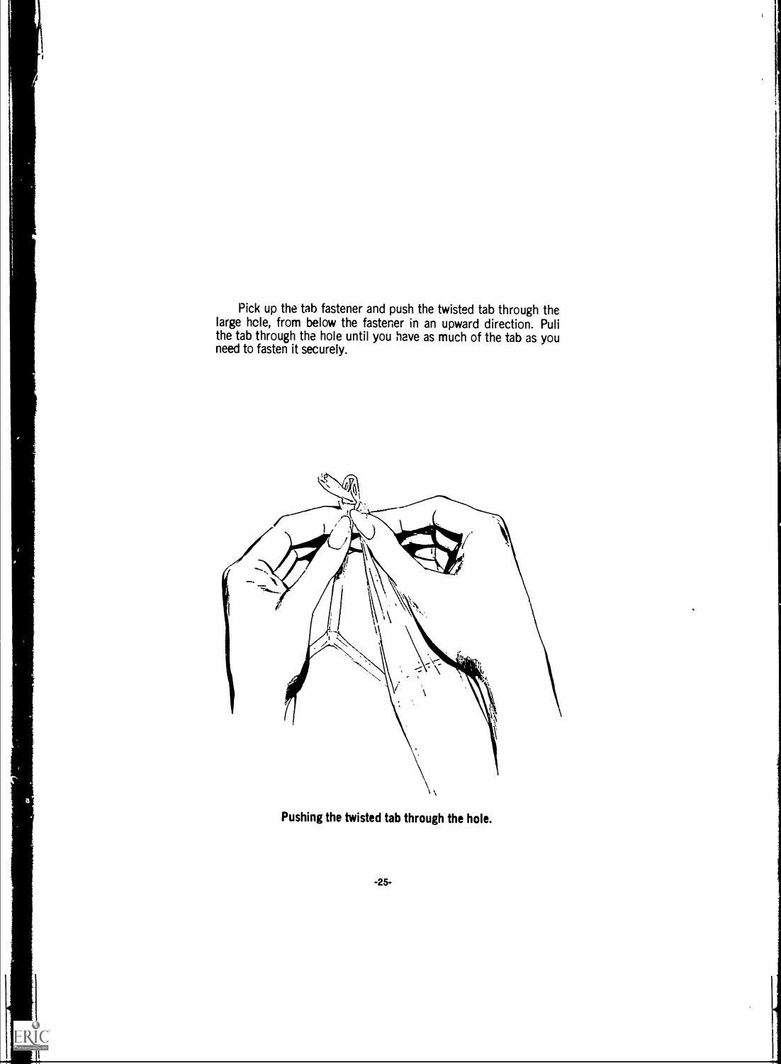Pick up the tab fastener and push the twisted tab through the large hole, from below the fastener in an upward direction. Pull the tab through the hole until you have as much of the tab as you need to fasten it securely.

**Pushing the twisted tab through the hole.**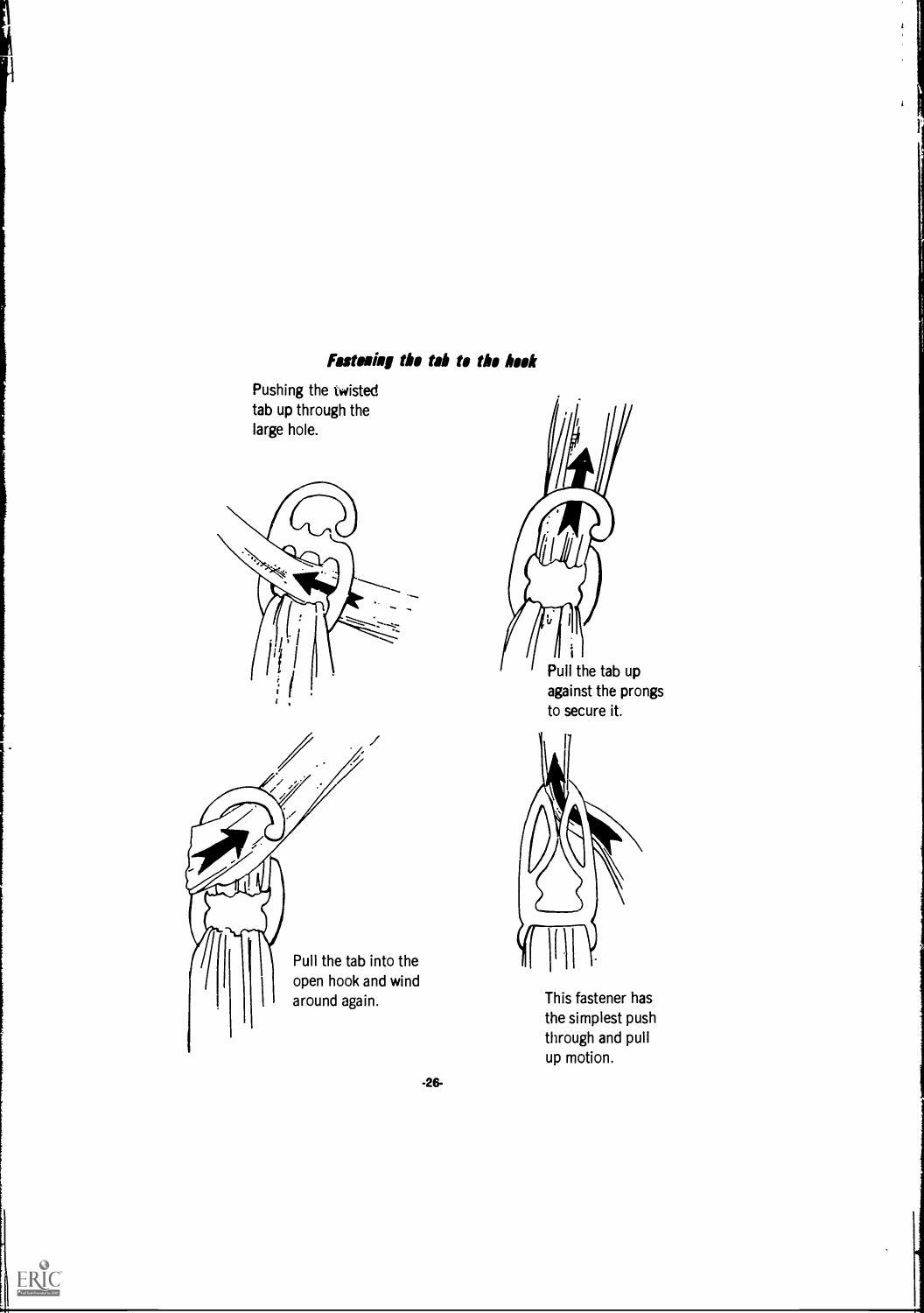## *Fastening the tab to the hook*

Pushing the twisted tab up through the large hole.

Pull the tab up against the prongs to secure it.

Pull the tab into the open hook and wind around again.

This fastener has the simplest push through and pull up motion.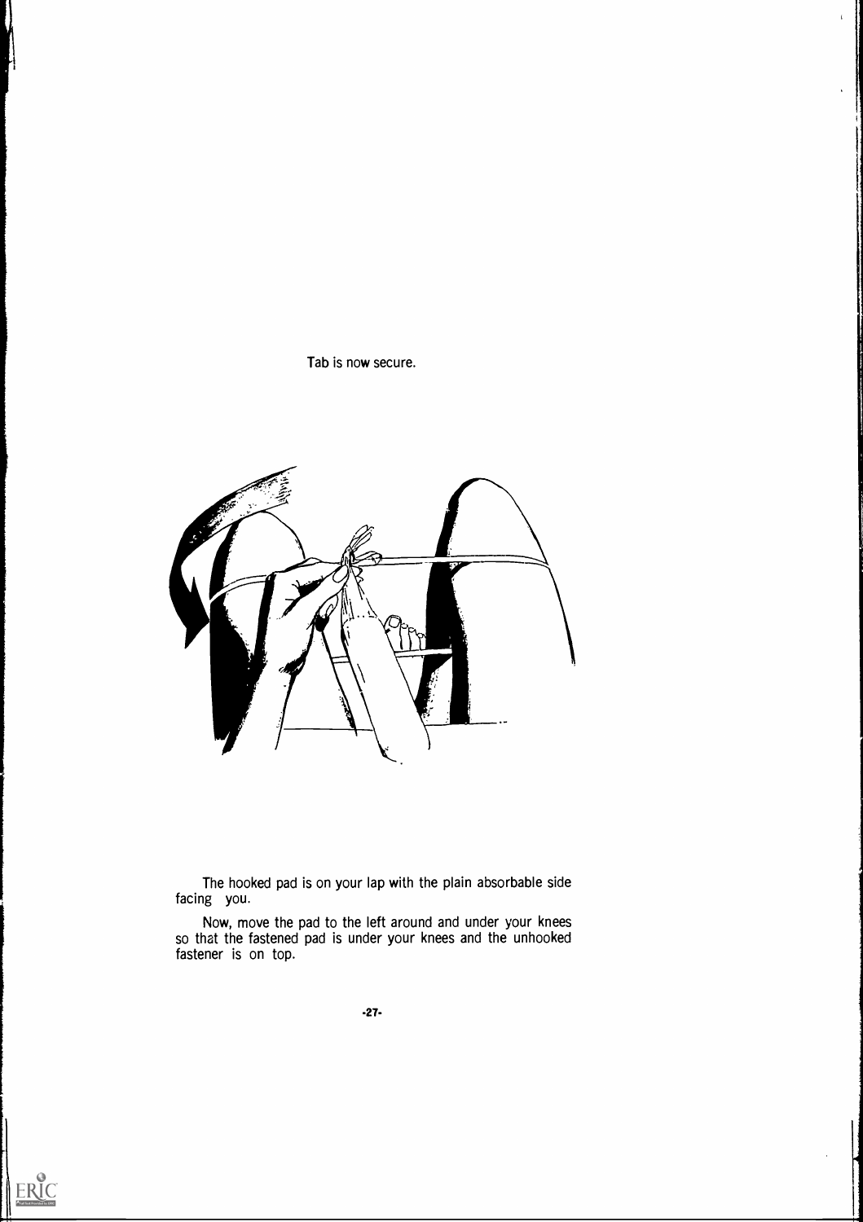Tab is now secure.

The hooked pad is on your lap with the plain absorbable side facing you.

Now, move the pad to the left around and under your knees so that the fastened pad is under your knees and the unhooked fastener is on top.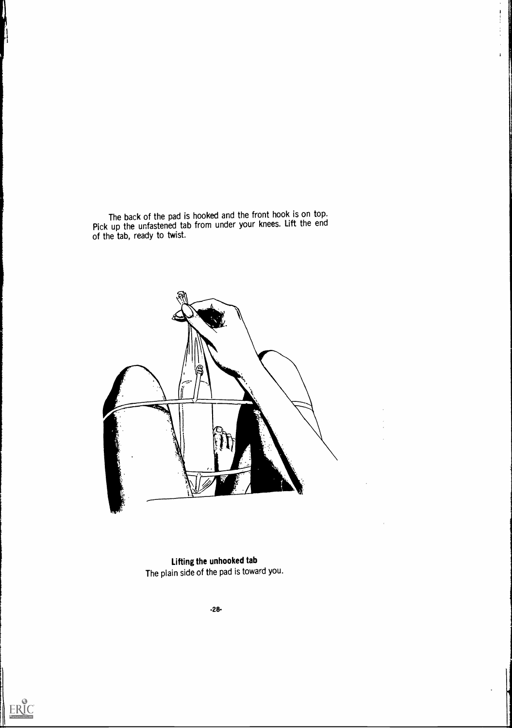The back of the pad is hooked and the front hook is on top. Pick up the unfastened tab from under your knees. Lift the end of the tab, ready to twist.

**Lifting the unhooked tab**
The plain side of the pad is toward you.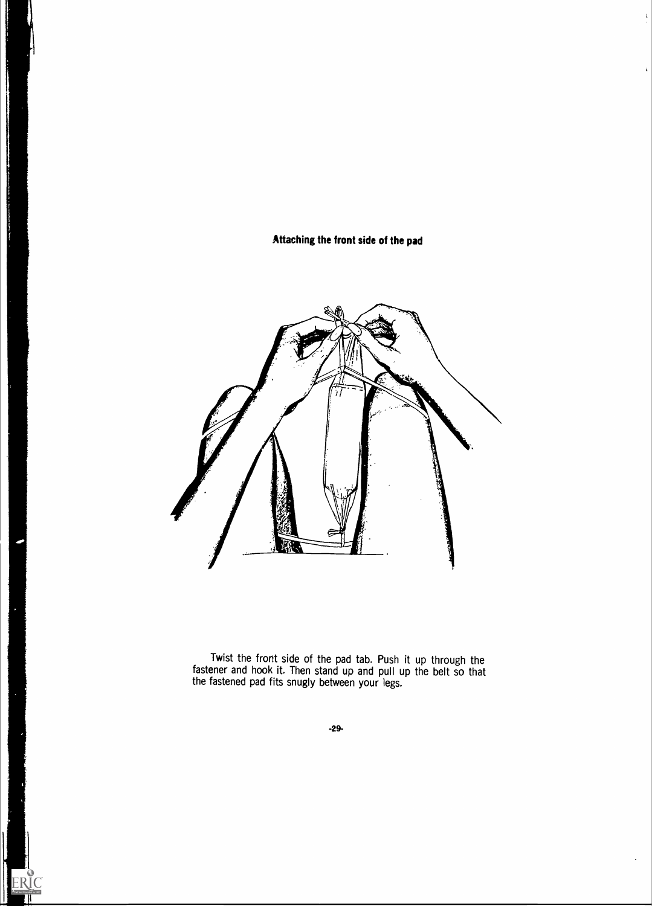**Attaching the front side of the pad**

Twist the front side of the pad tab. Push it up through the fastener and hook it. Then stand up and pull up the belt so that the fastened pad fits snugly between your legs.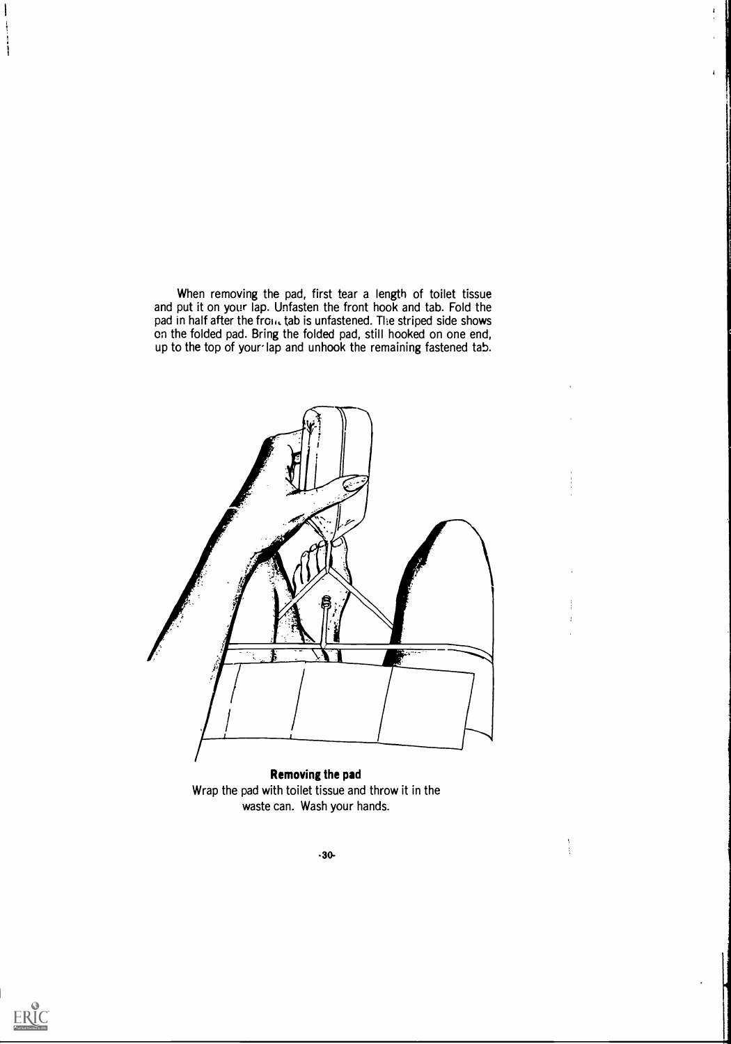When removing the pad, first tear a length of toilet tissue and put it on your lap. Unfasten the front hook and tab. Fold the pad in half after the front tab is unfastened. The striped side shows on the folded pad. Bring the folded pad, still hooked on one end, up to the top of your lap and unhook the remaining fastened tab.

**Removing the pad**

Wrap the pad with toilet tissue and throw it in the waste can. Wash your hands.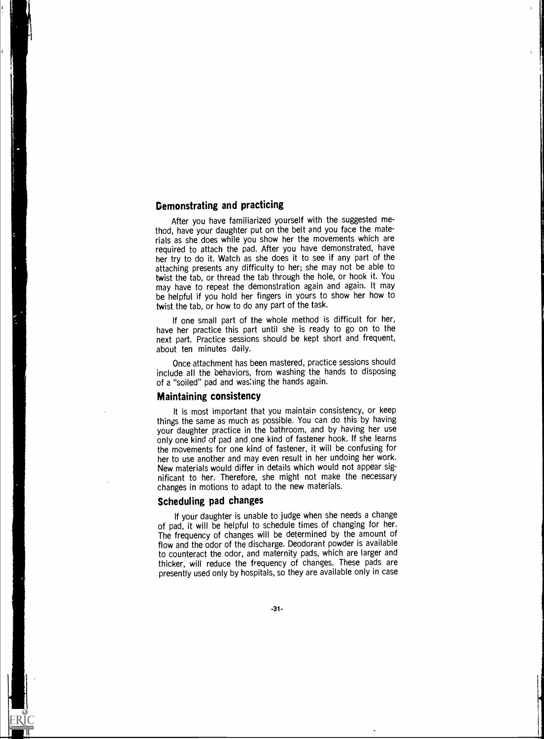## Demonstrating and practicing

After you have familiarized yourself with the suggested method, have your daughter put on the belt and you face the materials as she does while you show her the movements which are required to attach the pad. After you have demonstrated, have her try to do it. Watch as she does it to see if any part of the attaching presents any difficulty to her; she may not be able to twist the tab, or thread the tab through the hole, or hook it. You may have to repeat the demonstration again and again. It may be helpful if you hold her fingers in yours to show her how to twist the tab, or how to do any part of the task.

If one small part of the whole method is difficult for her, have her practice this part until she is ready to go on to the next part. Practice sessions should be kept short and frequent, about ten minutes daily.

Once attachment has been mastered, practice sessions should include all the behaviors, from washing the hands to disposing of a "soiled" pad and washing the hands again.

## Maintaining consistency

It is most important that you maintain consistency, or keep things the same as much as possible. You can do this by having your daughter practice in the bathroom, and by having her use only one kind of pad and one kind of fastener hook. If she learns the movements for one kind of fastener, it will be confusing for her to use another and may even result in her undoing her work. New materials would differ in details which would not appear significant to her. Therefore, she might not make the necessary changes in motions to adapt to the new materials.

## Scheduling pad changes

If your daughter is unable to judge when she needs a change of pad, it will be helpful to schedule times of changing for her. The frequency of changes will be determined by the amount of flow and the odor of the discharge. Deodorant powder is available to counteract the odor, and maternity pads, which are larger and thicker, will reduce the frequency of changes. These pads are presently used only by hospitals, so they are available only in case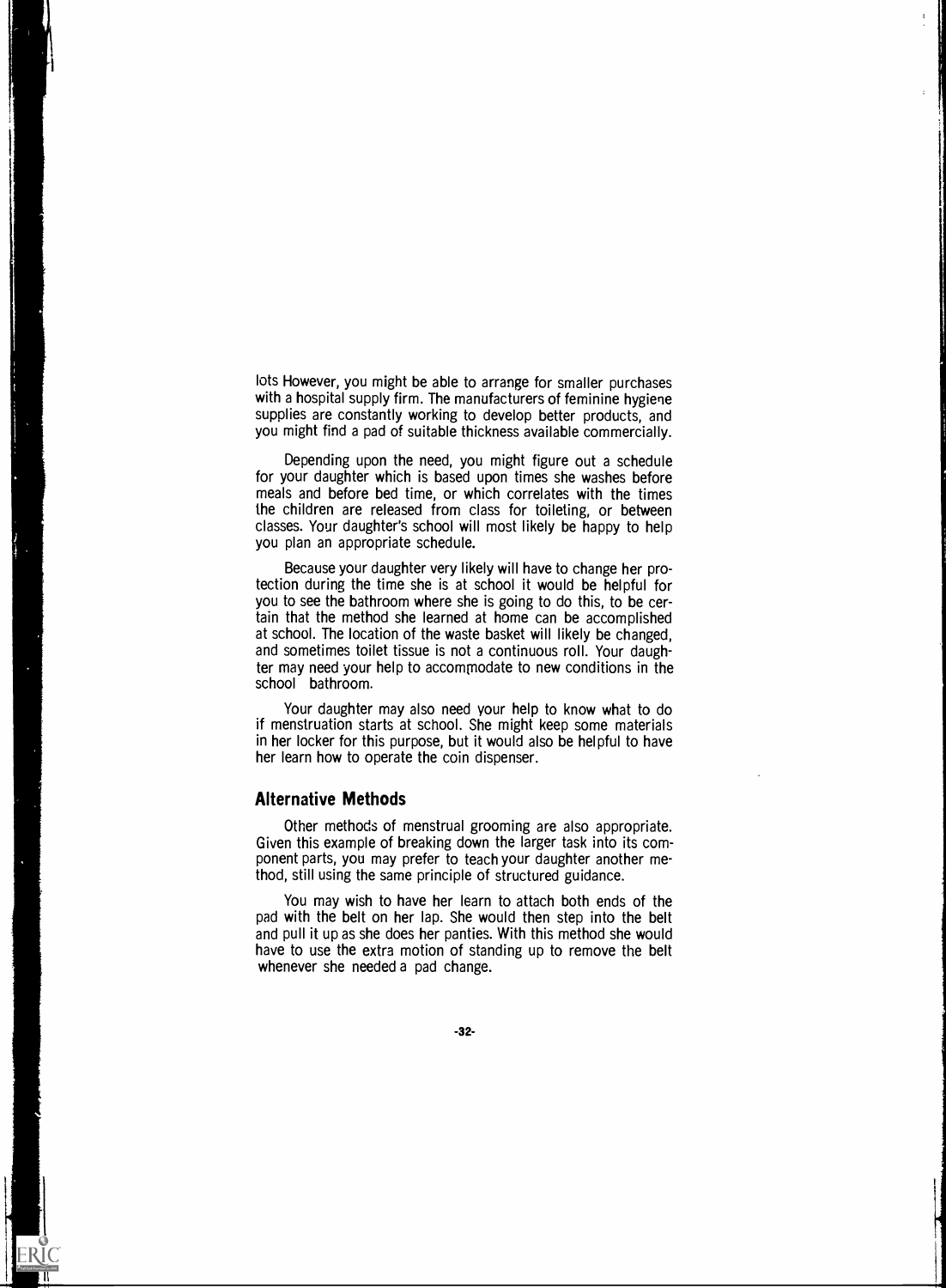lots However, you might be able to arrange for smaller purchases with a hospital supply firm. The manufacturers of feminine hygiene supplies are constantly working to develop better products, and you might find a pad of suitable thickness available commercially.

Depending upon the need, you might figure out a schedule for your daughter which is based upon times she washes before meals and before bed time, or which correlates with the times the children are released from class for toileting, or between classes. Your daughter's school will most likely be happy to help you plan an appropriate schedule.

Because your daughter very likely will have to change her protection during the time she is at school it would be helpful for you to see the bathroom where she is going to do this, to be certain that the method she learned at home can be accomplished at school. The location of the waste basket will likely be changed, and sometimes toilet tissue is not a continuous roll. Your daughter may need your help to accommodate to new conditions in the school bathroom.

Your daughter may also need your help to know what to do if menstruation starts at school. She might keep some materials in her locker for this purpose, but it would also be helpful to have her learn how to operate the coin dispenser.

## Alternative Methods

Other methods of menstrual grooming are also appropriate. Given this example of breaking down the larger task into its component parts, you may prefer to teach your daughter another method, still using the same principle of structured guidance.

You may wish to have her learn to attach both ends of the pad with the belt on her lap. She would then step into the belt and pull it up as she does her panties. With this method she would have to use the extra motion of standing up to remove the belt whenever she needed a pad change.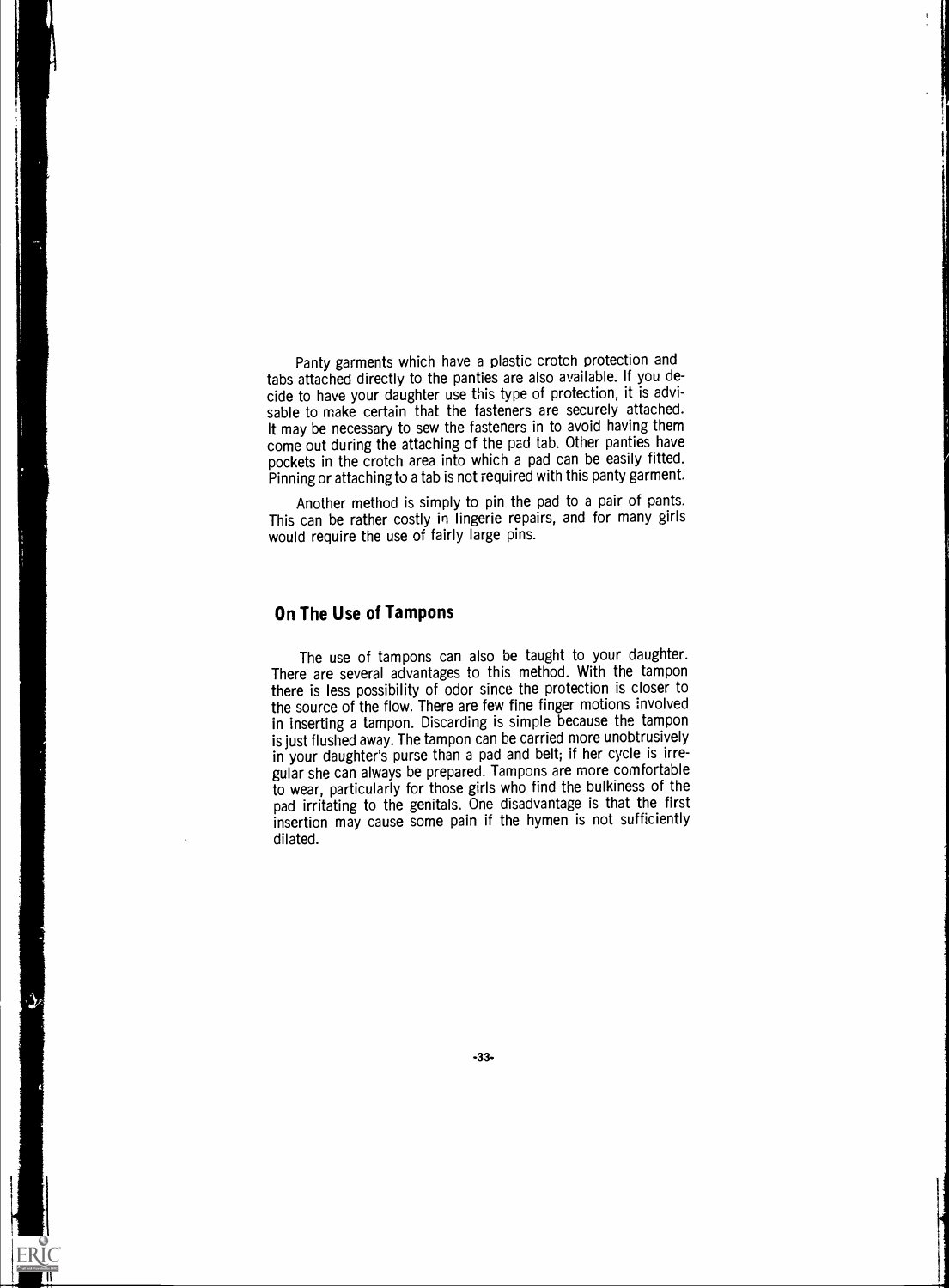Panty garments which have a plastic crotch protection and tabs attached directly to the panties are also available. If you decide to have your daughter use this type of protection, it is advisable to make certain that the fasteners are securely attached. It may be necessary to sew the fasteners in to avoid having them come out during the attaching of the pad tab. Other panties have pockets in the crotch area into which a pad can be easily fitted. Pinning or attaching to a tab is not required with this panty garment.

Another method is simply to pin the pad to a pair of pants. This can be rather costly in lingerie repairs, and for many girls would require the use of fairly large pins.

## On The Use of Tampons

The use of tampons can also be taught to your daughter. There are several advantages to this method. With the tampon there is less possibility of odor since the protection is closer to the source of the flow. There are few fine finger motions involved in inserting a tampon. Discarding is simple because the tampon is just flushed away. The tampon can be carried more unobtrusively in your daughter's purse than a pad and belt; if her cycle is irregular she can always be prepared. Tampons are more comfortable to wear, particularly for those girls who find the bulkiness of the pad irritating to the genitals. One disadvantage is that the first insertion may cause some pain if the hymen is not sufficiently dilated.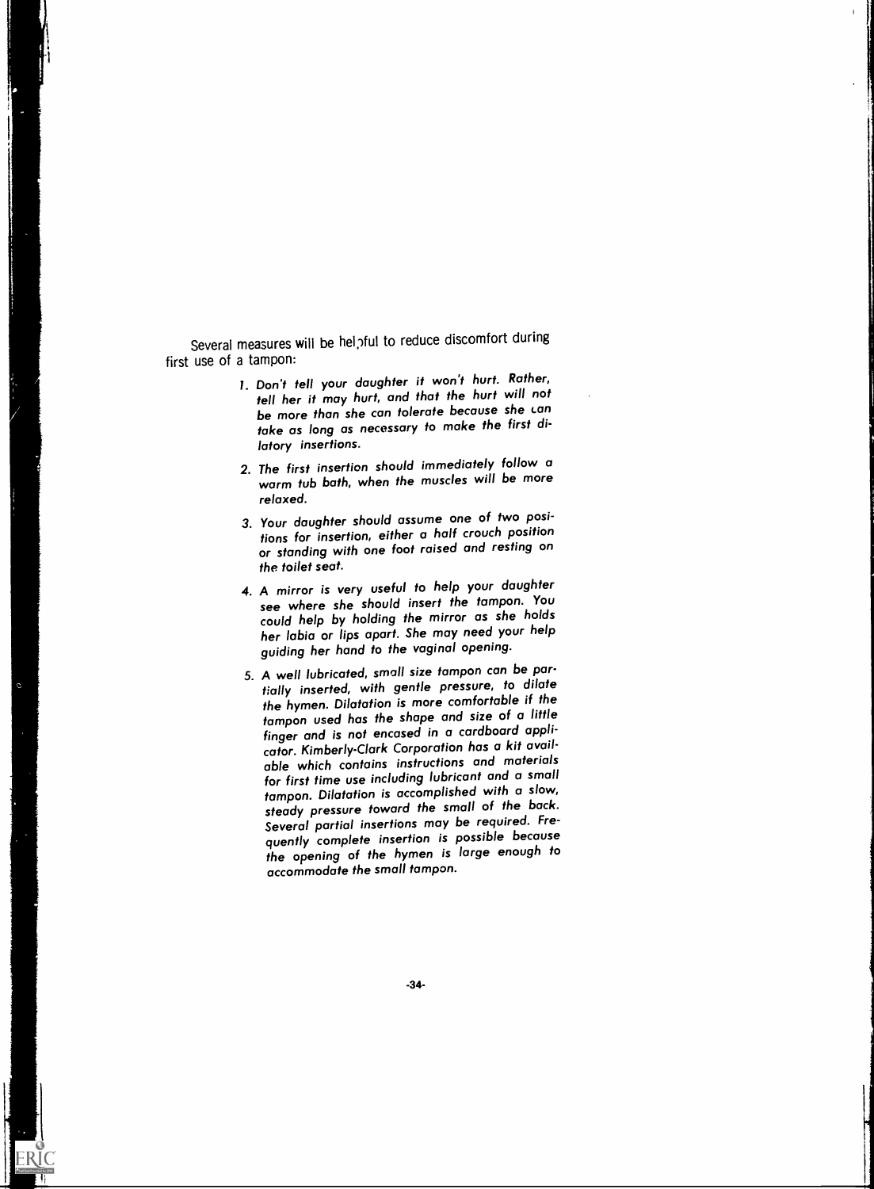Several measures will be helpful to reduce discomfort during first use of a tampon:

1. *Don't tell your daughter it won't hurt. Rather, tell her it may hurt, and that the hurt will not be more than she can tolerate because she can take as long as necessary to make the first dilatory insertions.*

2. *The first insertion should immediately follow a warm tub bath, when the muscles will be more relaxed.*

3. *Your daughter should assume one of two positions for insertion, either a half crouch position or standing with one foot raised and resting on the toilet seat.*

4. *A mirror is very useful to help your daughter see where she should insert the tampon. You could help by holding the mirror as she holds her labia or lips apart. She may need your help guiding her hand to the vaginal opening.*

5. *A well lubricated, small size tampon can be partially inserted, with gentle pressure, to dilate the hymen. Dilatation is more comfortable if the tampon used has the shape and size of a little finger and is not encased in a cardboard applicator. Kimberly-Clark Corporation has a kit available which contains instructions and materials for first time use including lubricant and a small tampon. Dilatation is accomplished with a slow, steady pressure toward the small of the back. Several partial insertions may be required. Frequently complete insertion is possible because the opening of the hymen is large enough to accommodate the small tampon.*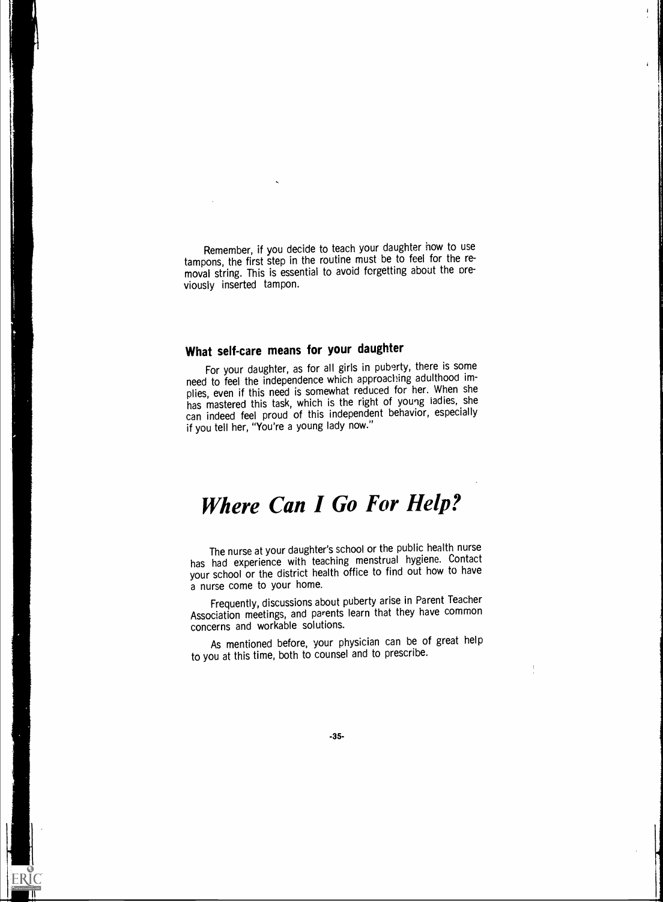Remember, if you decide to teach your daughter how to use tampons, the first step in the routine must be to feel for the removal string. This is essential to avoid forgetting about the previously inserted tampon.

### What self-care means for your daughter

For your daughter, as for all girls in puberty, there is some need to feel the independence which approaching adulthood implies, even if this need is somewhat reduced for her. When she has mastered this task, which is the right of young ladies, she can indeed feel proud of this independent behavior, especially if you tell her, "You're a young lady now."

# *Where Can I Go For Help?*

The nurse at your daughter's school or the public health nurse has had experience with teaching menstrual hygiene. Contact your school or the district health office to find out how to have a nurse come to your home.

Frequently, discussions about puberty arise in Parent Teacher Association meetings, and parents learn that they have common concerns and workable solutions.

As mentioned before, your physician can be of great help to you at this time, both to counsel and to prescribe.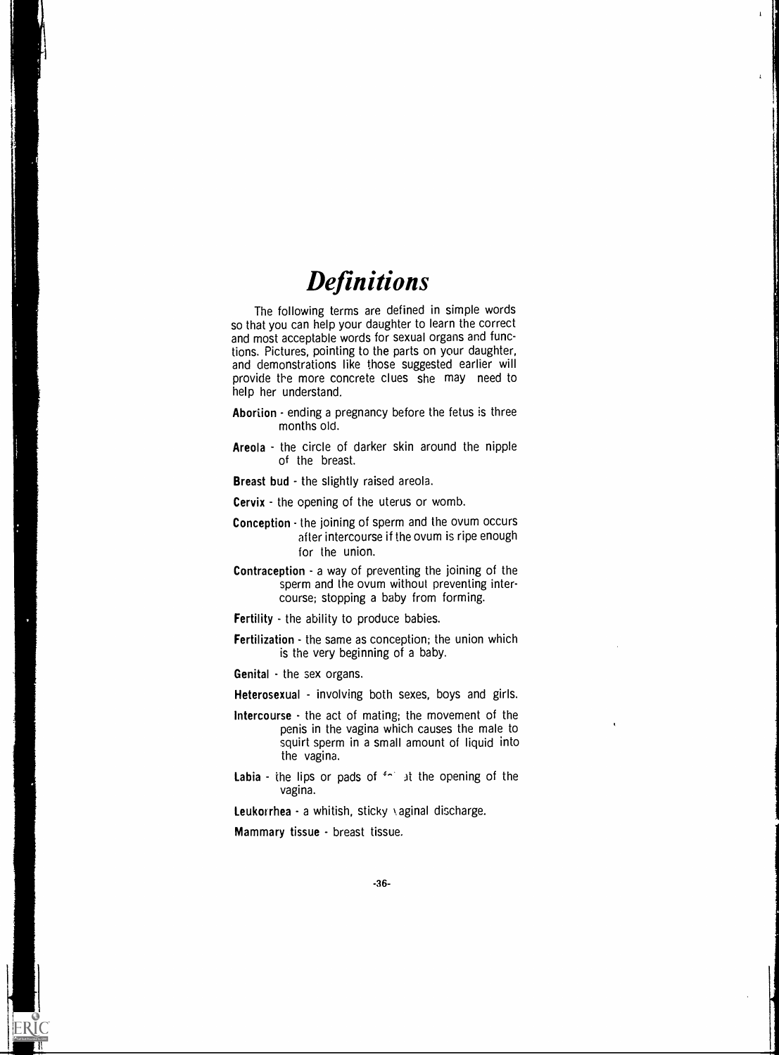# *Definitions*

The following terms are defined in simple words so that you can help your daughter to learn the correct and most acceptable words for sexual organs and functions. Pictures, pointing to the parts on your daughter, and demonstrations like those suggested earlier will provide the more concrete clues she may need to help her understand.

**Abortion** - ending a pregnancy before the fetus is three months old.

**Areola** - the circle of darker skin around the nipple of the breast.

**Breast bud** - the slightly raised areola.

**Cervix** - the opening of the uterus or womb.

**Conception** - the joining of sperm and the ovum occurs after intercourse if the ovum is ripe enough for the union.

**Contraception** - a way of preventing the joining of the sperm and the ovum without preventing intercourse; stopping a baby from forming.

**Fertility** - the ability to produce babies.

**Fertilization** - the same as conception; the union which is the very beginning of a baby.

**Genital** - the sex organs.

**Heterosexual** - involving both sexes, boys and girls.

**Intercourse** - the act of mating; the movement of the penis in the vagina which causes the male to squirt sperm in a small amount of liquid into the vagina.

**Labia** - the lips or pads of fat at the opening of the vagina.

**Leukorrhea** - a whitish, sticky vaginal discharge.

**Mammary tissue** - breast tissue.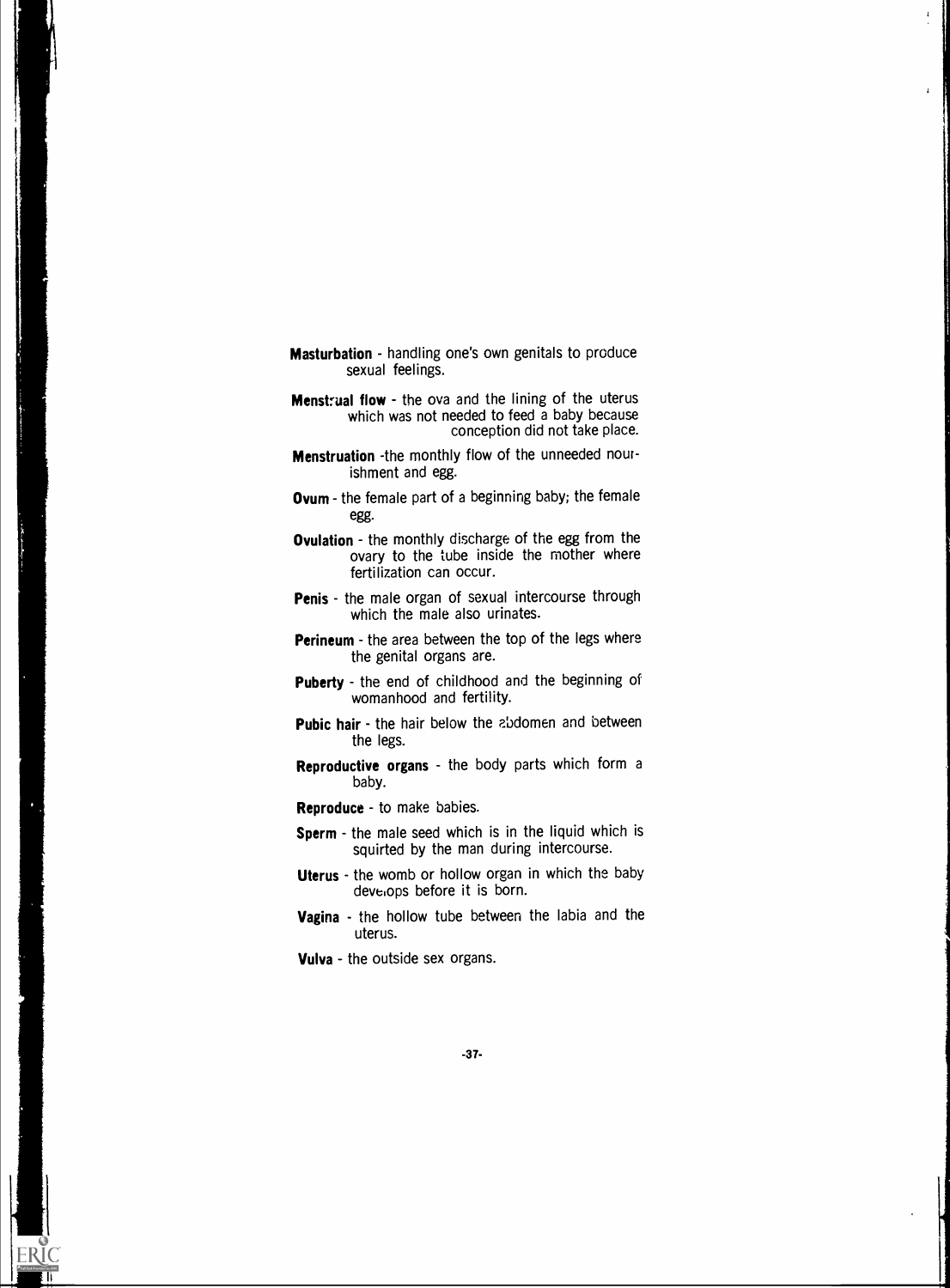**Masturbation** - handling one's own genitals to produce sexual feelings.

**Menstrual flow** - the ova and the lining of the uterus which was not needed to feed a baby because conception did not take place.

**Menstruation** -the monthly flow of the unneeded nourishment and egg.

**Ovum** - the female part of a beginning baby; the female egg.

**Ovulation** - the monthly discharge of the egg from the ovary to the tube inside the mother where fertilization can occur.

**Penis** - the male organ of sexual intercourse through which the male also urinates.

**Perineum** - the area between the top of the legs where the genital organs are.

**Puberty** - the end of childhood and the beginning of womanhood and fertility.

**Pubic hair** - the hair below the abdomen and between the legs.

**Reproductive organs** - the body parts which form a baby.

**Reproduce** - to make babies.

**Sperm** - the male seed which is in the liquid which is squirted by the man during intercourse.

**Uterus** - the womb or hollow organ in which the baby develops before it is born.

**Vagina** - the hollow tube between the labia and the uterus.

**Vulva** - the outside sex organs.